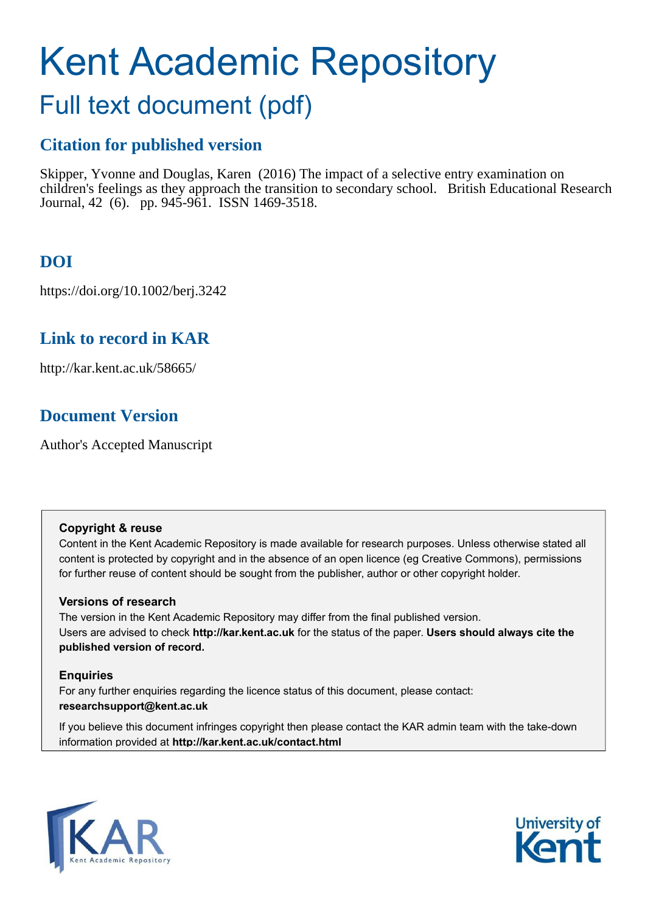# Kent Academic Repository

## Full text document (pdf)

## Citation for published version

Skipper, Yvonne and Douglas, Karen (2016) The impact of a selective entry examination on children's feelings as they approach the transition to secondary school. British Educational Research Journal, 42 (6). pp. 945-961. ISSN 1469-3518.

## DOI

https://doi.org/10.1002/berj.3242

## Link to record in KAR

http://kar.kent.ac.uk/58665/

## Document Version

Author's Accepted Manuscript

**Copyright & reuse**

Content in the Kent Academic Repository is made available for research purposes. Unless otherwise stated all content is protected by copyright and in the absence of an open licence (eg Creative Commons), permissions for further reuse of content should be sought from the publisher, author or other copyright holder.

**Versions of research**

The version in the Kent Academic Repository may differ from the final published version. Users are advised to check **http://kar.kent.ac.uk** for the status of the paper. **Users should always cite the published version of record.**

**Enquiries**

For any further enquiries regarding the licence status of this document, please contact: **researchsupport@kent.ac.uk**

If you believe this document infringes copyright then please contact the KAR admin team with the take-down information provided at **http://kar.kent.ac.uk/contact.html**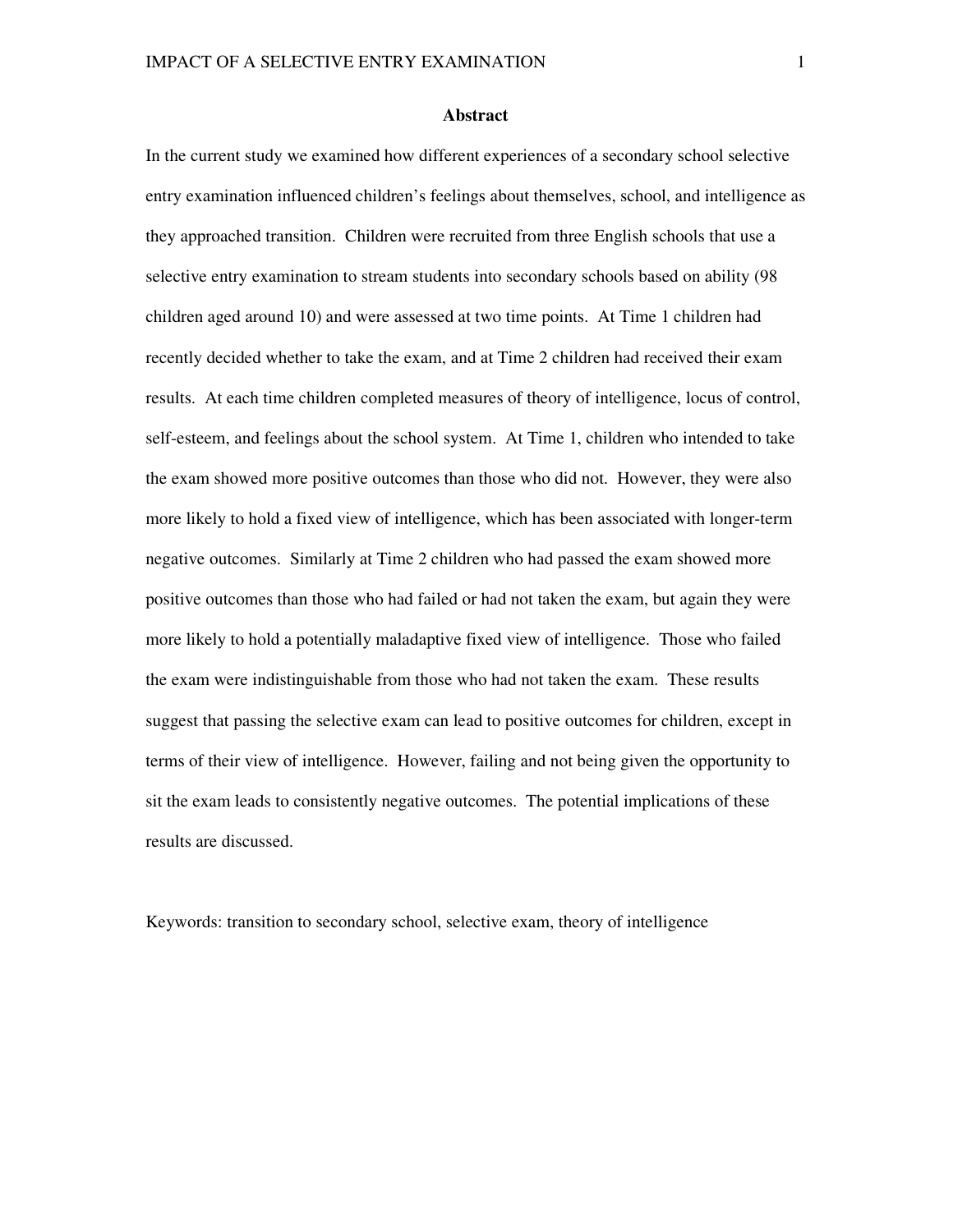## Abstract

In the current study we examined how different experiences of a secondary school selective entry examination influenced children's feelings about themselves, school, and intelligence as they approached transition. Children were recruited from three English schools that use a selective entry examination to stream students into secondary schools based on ability (98 children aged around 10) and were assessed at two time points. At Time 1 children had recently decided whether to take the exam, and at Time 2 children had received their exam results. At each time children completed measures of theory of intelligence, locus of control, self-esteem, and feelings about the school system. At Time 1, children who intended to take the exam showed more positive outcomes than those who did not. However, they were also more likely to hold a fixed view of intelligence, which has been associated with longer-term negative outcomes. Similarly at Time 2 children who had passed the exam showed more positive outcomes than those who had failed or had not taken the exam, but again they were more likely to hold a potentially maladaptive fixed view of intelligence. Those who failed the exam were indistinguishable from those who had not taken the exam. These results suggest that passing the selective exam can lead to positive outcomes for children, except in terms of their view of intelligence. However, failing and not being given the opportunity to sit the exam leads to consistently negative outcomes. The potential implications of these results are discussed.

Keywords: transition to secondary school, selective exam, theory of intelligence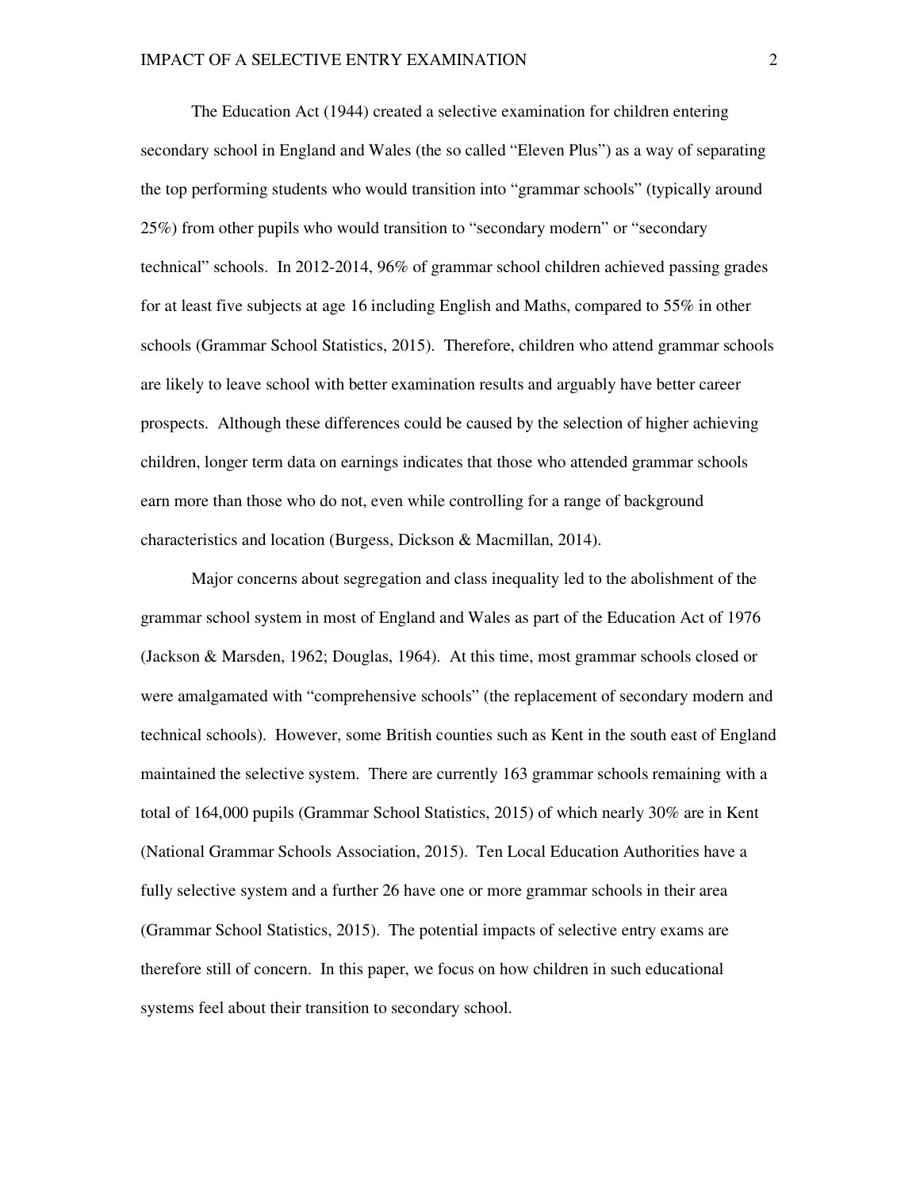The Education Act (1944) created a selective examination for children entering secondary school in England and Wales (the so called "Eleven Plus") as a way of separating the top performing students who would transition into "grammar schools" (typically around 25%) from other pupils who would transition to "secondary modern" or "secondary technical" schools. In 2012-2014, 96% of grammar school children achieved passing grades for at least five subjects at age 16 including English and Maths, compared to 55% in other schools (Grammar School Statistics, 2015). Therefore, children who attend grammar schools are likely to leave school with better examination results and arguably have better career prospects. Although these differences could be caused by the selection of higher achieving children, longer term data on earnings indicates that those who attended grammar schools earn more than those who do not, even while controlling for a range of background characteristics and location (Burgess, Dickson & Macmillan, 2014).

Major concerns about segregation and class inequality led to the abolishment of the grammar school system in most of England and Wales as part of the Education Act of 1976 (Jackson & Marsden, 1962; Douglas, 1964). At this time, most grammar schools closed or were amalgamated with "comprehensive schools" (the replacement of secondary modern and technical schools). However, some British counties such as Kent in the south east of England maintained the selective system. There are currently 163 grammar schools remaining with a total of 164,000 pupils (Grammar School Statistics, 2015) of which nearly 30% are in Kent (National Grammar Schools Association, 2015). Ten Local Education Authorities have a fully selective system and a further 26 have one or more grammar schools in their area (Grammar School Statistics, 2015). The potential impacts of selective entry exams are therefore still of concern. In this paper, we focus on how children in such educational systems feel about their transition to secondary school.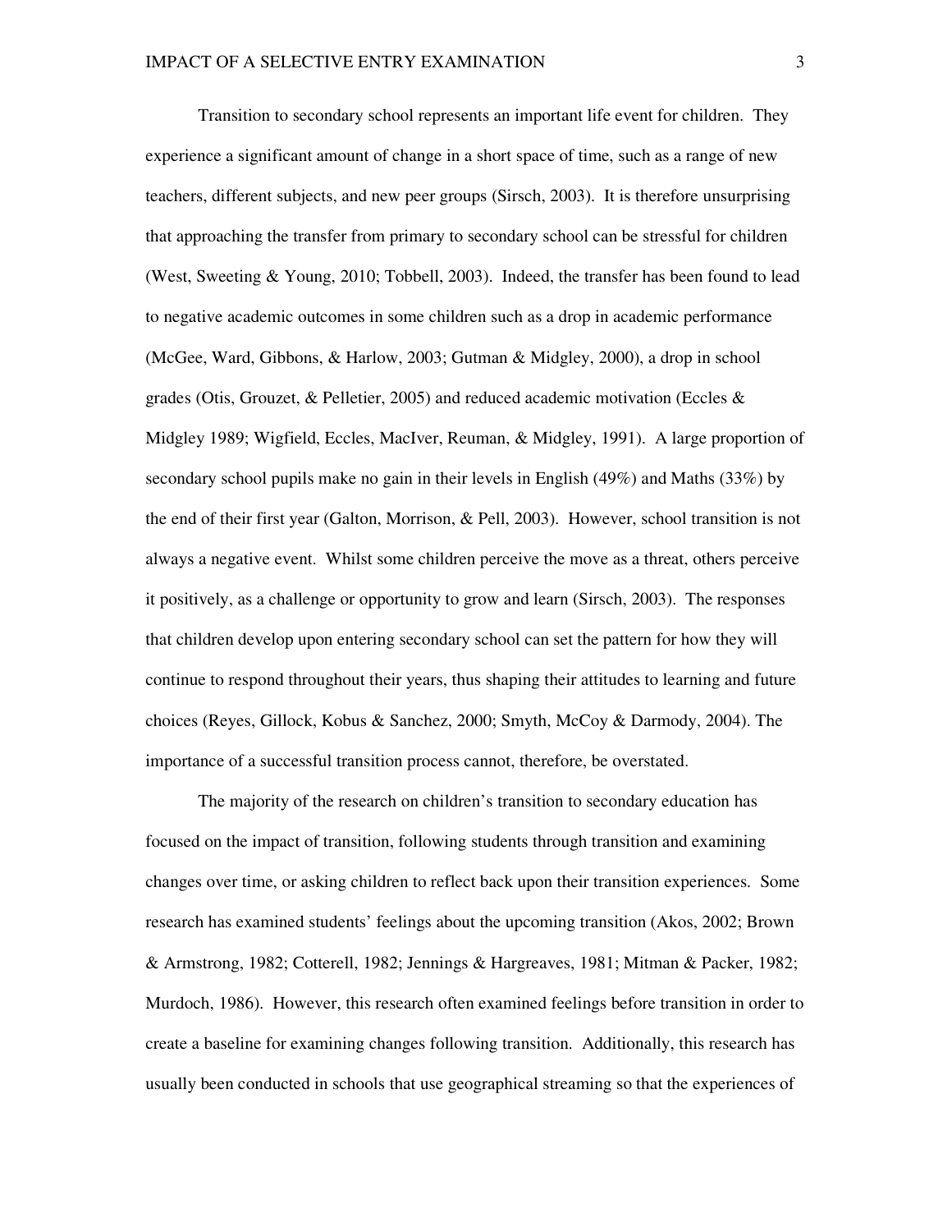Transition to secondary school represents an important life event for children. They experience a significant amount of change in a short space of time, such as a range of new teachers, different subjects, and new peer groups (Sirsch, 2003). It is therefore unsurprising that approaching the transfer from primary to secondary school can be stressful for children (West, Sweeting & Young, 2010; Tobbell, 2003). Indeed, the transfer has been found to lead to negative academic outcomes in some children such as a drop in academic performance (McGee, Ward, Gibbons, & Harlow, 2003; Gutman & Midgley, 2000), a drop in school grades (Otis, Grouzet, & Pelletier, 2005) and reduced academic motivation (Eccles & Midgley 1989; Wigfield, Eccles, MacIver, Reuman, & Midgley, 1991). A large proportion of secondary school pupils make no gain in their levels in English (49%) and Maths (33%) by the end of their first year (Galton, Morrison, & Pell, 2003). However, school transition is not always a negative event. Whilst some children perceive the move as a threat, others perceive it positively, as a challenge or opportunity to grow and learn (Sirsch, 2003). The responses that children develop upon entering secondary school can set the pattern for how they will continue to respond throughout their years, thus shaping their attitudes to learning and future choices (Reyes, Gillock, Kobus & Sanchez, 2000; Smyth, McCoy & Darmody, 2004). The importance of a successful transition process cannot, therefore, be overstated.

The majority of the research on children's transition to secondary education has focused on the impact of transition, following students through transition and examining changes over time, or asking children to reflect back upon their transition experiences. Some research has examined students' feelings about the upcoming transition (Akos, 2002; Brown & Armstrong, 1982; Cotterell, 1982; Jennings & Hargreaves, 1981; Mitman & Packer, 1982; Murdoch, 1986). However, this research often examined feelings before transition in order to create a baseline for examining changes following transition. Additionally, this research has usually been conducted in schools that use geographical streaming so that the experiences of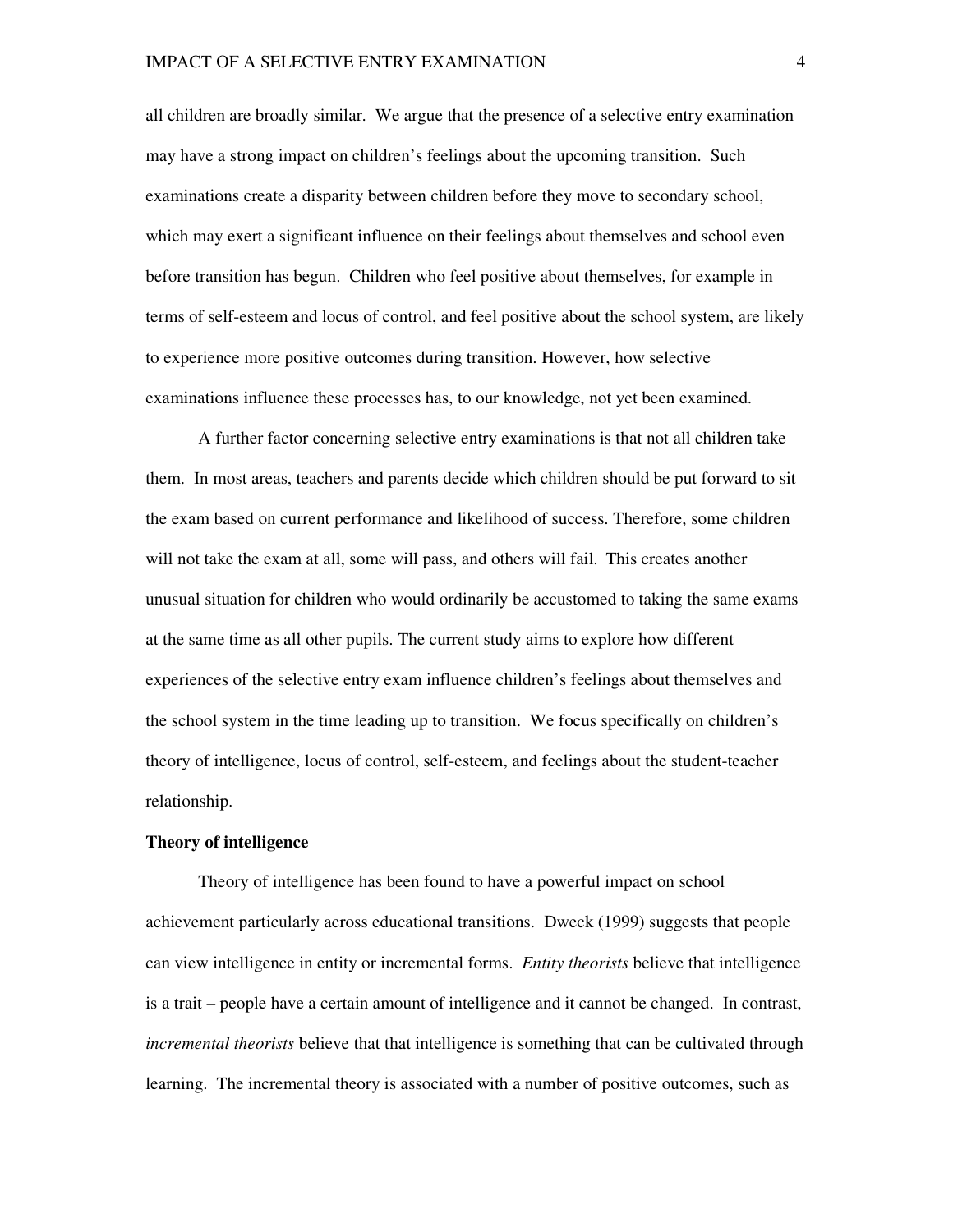all children are broadly similar. We argue that the presence of a selective entry examination may have a strong impact on children's feelings about the upcoming transition. Such examinations create a disparity between children before they move to secondary school, which may exert a significant influence on their feelings about themselves and school even before transition has begun. Children who feel positive about themselves, for example in terms of self-esteem and locus of control, and feel positive about the school system, are likely to experience more positive outcomes during transition. However, how selective examinations influence these processes has, to our knowledge, not yet been examined.

A further factor concerning selective entry examinations is that not all children take them. In most areas, teachers and parents decide which children should be put forward to sit the exam based on current performance and likelihood of success. Therefore, some children will not take the exam at all, some will pass, and others will fail. This creates another unusual situation for children who would ordinarily be accustomed to taking the same exams at the same time as all other pupils. The current study aims to explore how different experiences of the selective entry exam influence children's feelings about themselves and the school system in the time leading up to transition. We focus specifically on children's theory of intelligence, locus of control, self-esteem, and feelings about the student-teacher relationship.

**Theory of intelligence**

Theory of intelligence has been found to have a powerful impact on school achievement particularly across educational transitions. Dweck (1999) suggests that people can view intelligence in entity or incremental forms. *Entity theorists* believe that intelligence is a trait – people have a certain amount of intelligence and it cannot be changed. In contrast, *incremental theorists* believe that that intelligence is something that can be cultivated through learning. The incremental theory is associated with a number of positive outcomes, such as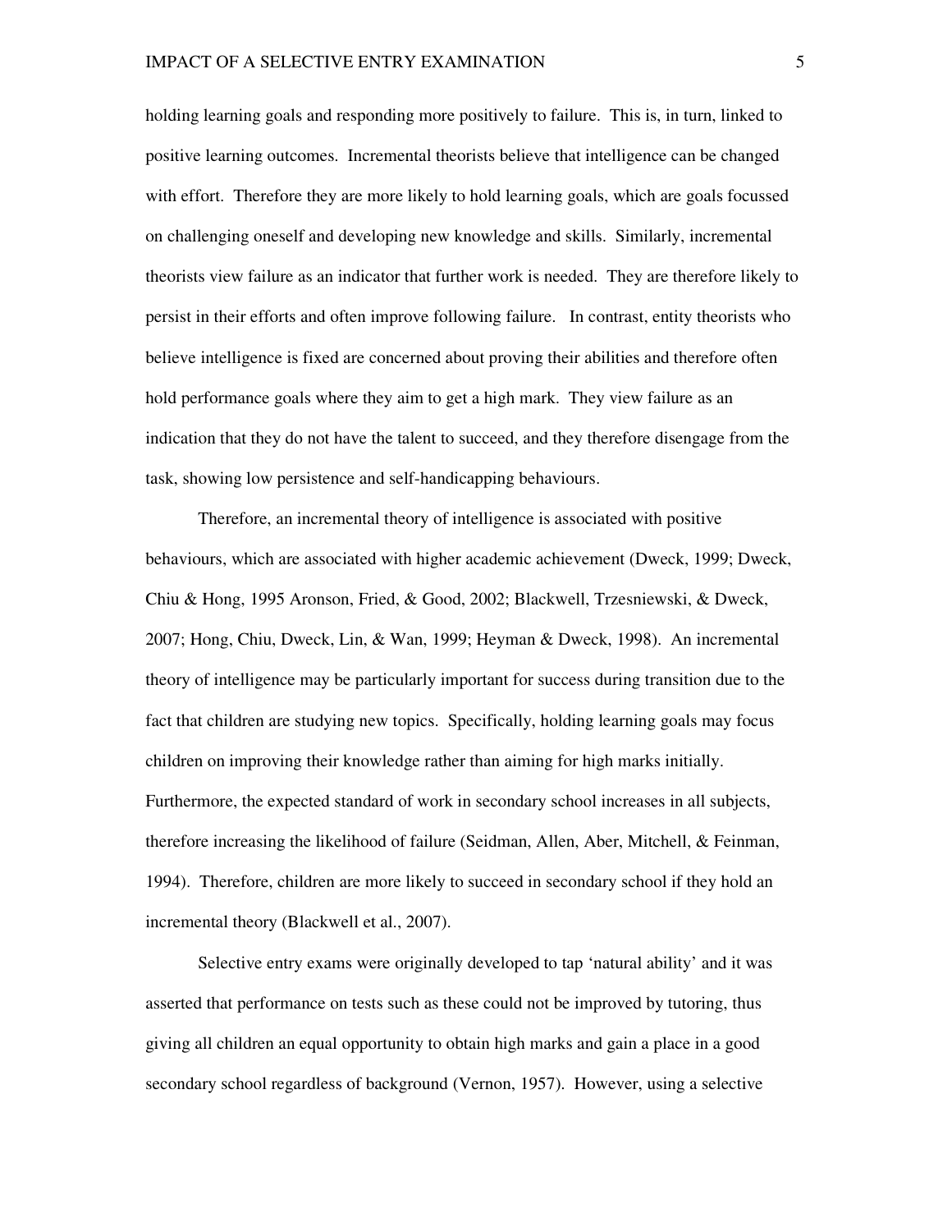holding learning goals and responding more positively to failure. This is, in turn, linked to positive learning outcomes. Incremental theorists believe that intelligence can be changed with effort. Therefore they are more likely to hold learning goals, which are goals focussed on challenging oneself and developing new knowledge and skills. Similarly, incremental theorists view failure as an indicator that further work is needed. They are therefore likely to persist in their efforts and often improve following failure. In contrast, entity theorists who believe intelligence is fixed are concerned about proving their abilities and therefore often hold performance goals where they aim to get a high mark. They view failure as an indication that they do not have the talent to succeed, and they therefore disengage from the task, showing low persistence and self-handicapping behaviours.

Therefore, an incremental theory of intelligence is associated with positive behaviours, which are associated with higher academic achievement (Dweck, 1999; Dweck, Chiu & Hong, 1995 Aronson, Fried, & Good, 2002; Blackwell, Trzesniewski, & Dweck, 2007; Hong, Chiu, Dweck, Lin, & Wan, 1999; Heyman & Dweck, 1998). An incremental theory of intelligence may be particularly important for success during transition due to the fact that children are studying new topics. Specifically, holding learning goals may focus children on improving their knowledge rather than aiming for high marks initially. Furthermore, the expected standard of work in secondary school increases in all subjects, therefore increasing the likelihood of failure (Seidman, Allen, Aber, Mitchell, & Feinman, 1994). Therefore, children are more likely to succeed in secondary school if they hold an incremental theory (Blackwell et al., 2007).

Selective entry exams were originally developed to tap 'natural ability' and it was asserted that performance on tests such as these could not be improved by tutoring, thus giving all children an equal opportunity to obtain high marks and gain a place in a good secondary school regardless of background (Vernon, 1957). However, using a selective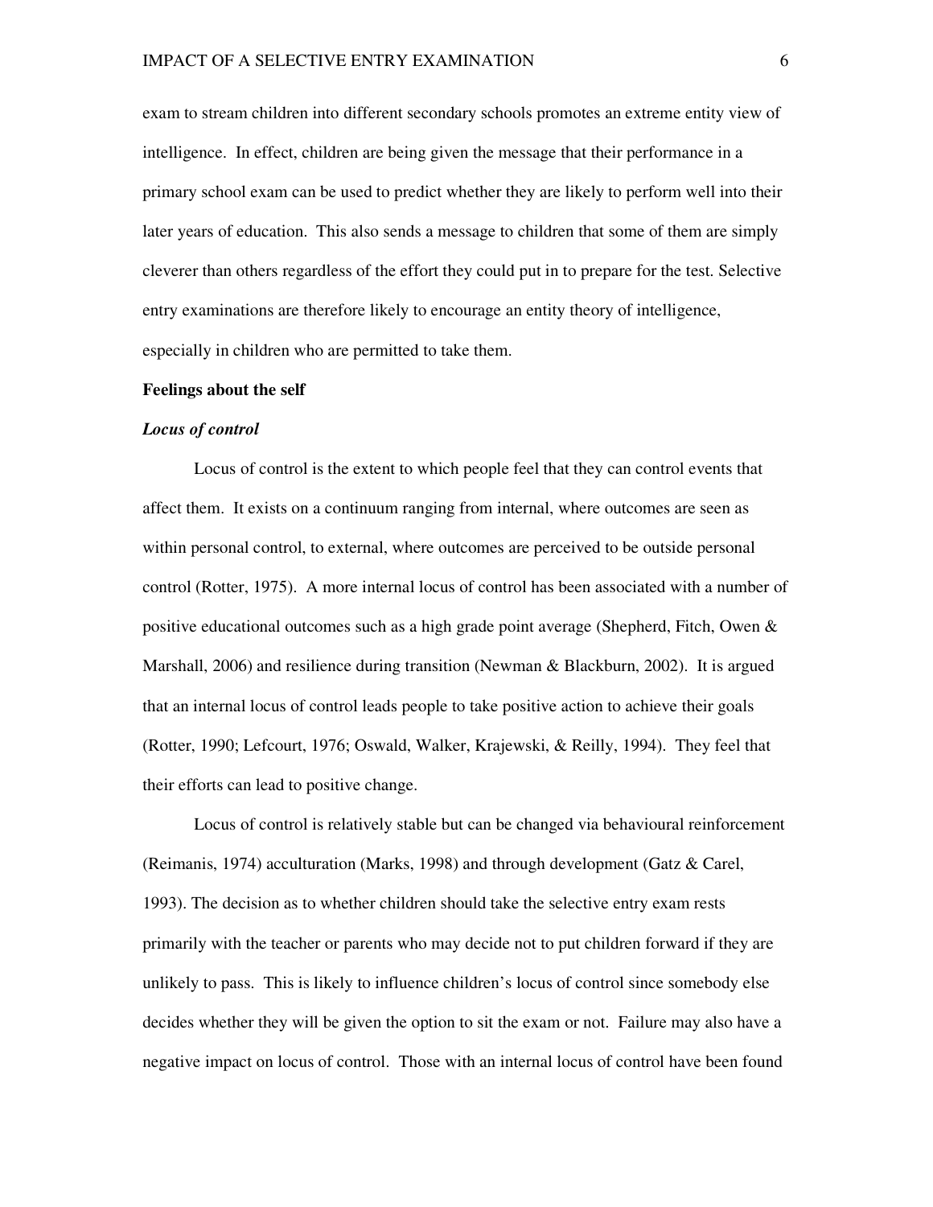exam to stream children into different secondary schools promotes an extreme entity view of intelligence. In effect, children are being given the message that their performance in a primary school exam can be used to predict whether they are likely to perform well into their later years of education. This also sends a message to children that some of them are simply cleverer than others regardless of the effort they could put in to prepare for the test. Selective entry examinations are therefore likely to encourage an entity theory of intelligence, especially in children who are permitted to take them.

**Feelings about the self**

***Locus of control***

Locus of control is the extent to which people feel that they can control events that affect them. It exists on a continuum ranging from internal, where outcomes are seen as within personal control, to external, where outcomes are perceived to be outside personal control (Rotter, 1975). A more internal locus of control has been associated with a number of positive educational outcomes such as a high grade point average (Shepherd, Fitch, Owen & Marshall, 2006) and resilience during transition (Newman & Blackburn, 2002). It is argued that an internal locus of control leads people to take positive action to achieve their goals (Rotter, 1990; Lefcourt, 1976; Oswald, Walker, Krajewski, & Reilly, 1994). They feel that their efforts can lead to positive change.

Locus of control is relatively stable but can be changed via behavioural reinforcement (Reimanis, 1974) acculturation (Marks, 1998) and through development (Gatz & Carel, 1993). The decision as to whether children should take the selective entry exam rests primarily with the teacher or parents who may decide not to put children forward if they are unlikely to pass. This is likely to influence children's locus of control since somebody else decides whether they will be given the option to sit the exam or not. Failure may also have a negative impact on locus of control. Those with an internal locus of control have been found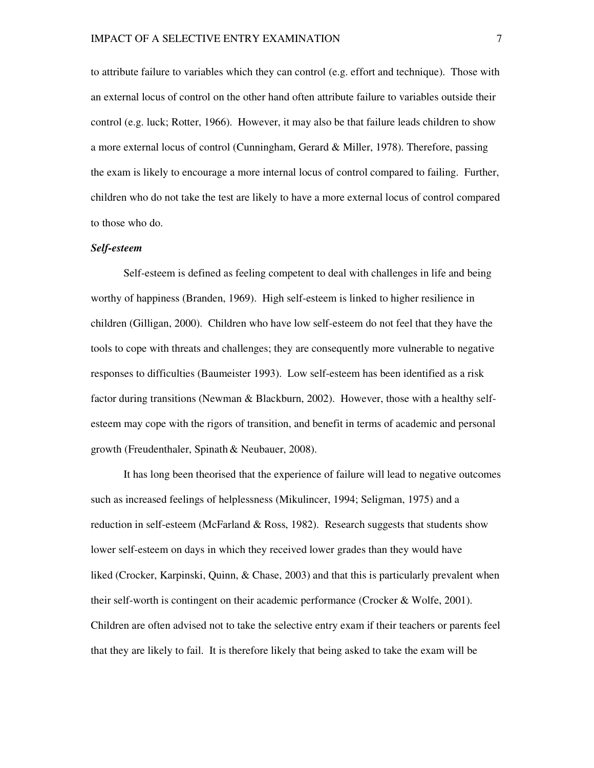to attribute failure to variables which they can control (e.g. effort and technique). Those with an external locus of control on the other hand often attribute failure to variables outside their control (e.g. luck; Rotter, 1966). However, it may also be that failure leads children to show a more external locus of control (Cunningham, Gerard & Miller, 1978). Therefore, passing the exam is likely to encourage a more internal locus of control compared to failing. Further, children who do not take the test are likely to have a more external locus of control compared to those who do.

***Self-esteem***

Self-esteem is defined as feeling competent to deal with challenges in life and being worthy of happiness (Branden, 1969). High self-esteem is linked to higher resilience in children (Gilligan, 2000). Children who have low self-esteem do not feel that they have the tools to cope with threats and challenges; they are consequently more vulnerable to negative responses to difficulties (Baumeister 1993). Low self-esteem has been identified as a risk factor during transitions (Newman & Blackburn, 2002). However, those with a healthy self-esteem may cope with the rigors of transition, and benefit in terms of academic and personal growth (Freudenthaler, Spinath & Neubauer, 2008).

It has long been theorised that the experience of failure will lead to negative outcomes such as increased feelings of helplessness (Mikulincer, 1994; Seligman, 1975) and a reduction in self-esteem (McFarland & Ross, 1982). Research suggests that students show lower self-esteem on days in which they received lower grades than they would have liked (Crocker, Karpinski, Quinn, & Chase, 2003) and that this is particularly prevalent when their self-worth is contingent on their academic performance (Crocker & Wolfe, 2001). Children are often advised not to take the selective entry exam if their teachers or parents feel that they are likely to fail. It is therefore likely that being asked to take the exam will be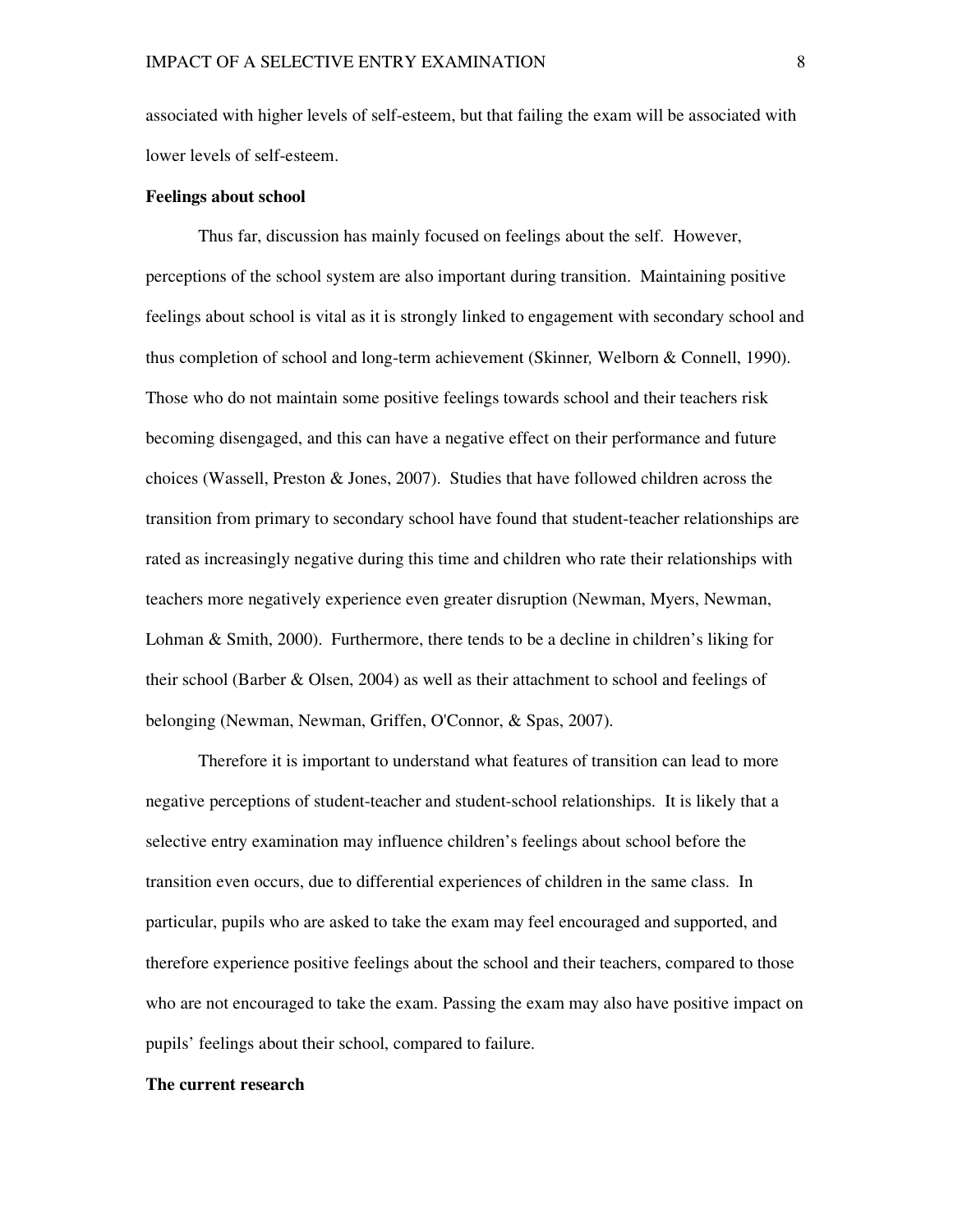associated with higher levels of self-esteem, but that failing the exam will be associated with lower levels of self-esteem.

**Feelings about school**

Thus far, discussion has mainly focused on feelings about the self. However, perceptions of the school system are also important during transition. Maintaining positive feelings about school is vital as it is strongly linked to engagement with secondary school and thus completion of school and long-term achievement (Skinner, Welborn & Connell, 1990). Those who do not maintain some positive feelings towards school and their teachers risk becoming disengaged, and this can have a negative effect on their performance and future choices (Wassell, Preston & Jones, 2007). Studies that have followed children across the transition from primary to secondary school have found that student-teacher relationships are rated as increasingly negative during this time and children who rate their relationships with teachers more negatively experience even greater disruption (Newman, Myers, Newman, Lohman & Smith, 2000). Furthermore, there tends to be a decline in children's liking for their school (Barber & Olsen, 2004) as well as their attachment to school and feelings of belonging (Newman, Newman, Griffen, O'Connor, & Spas, 2007).

Therefore it is important to understand what features of transition can lead to more negative perceptions of student-teacher and student-school relationships. It is likely that a selective entry examination may influence children's feelings about school before the transition even occurs, due to differential experiences of children in the same class. In particular, pupils who are asked to take the exam may feel encouraged and supported, and therefore experience positive feelings about the school and their teachers, compared to those who are not encouraged to take the exam. Passing the exam may also have positive impact on pupils' feelings about their school, compared to failure.

**The current research**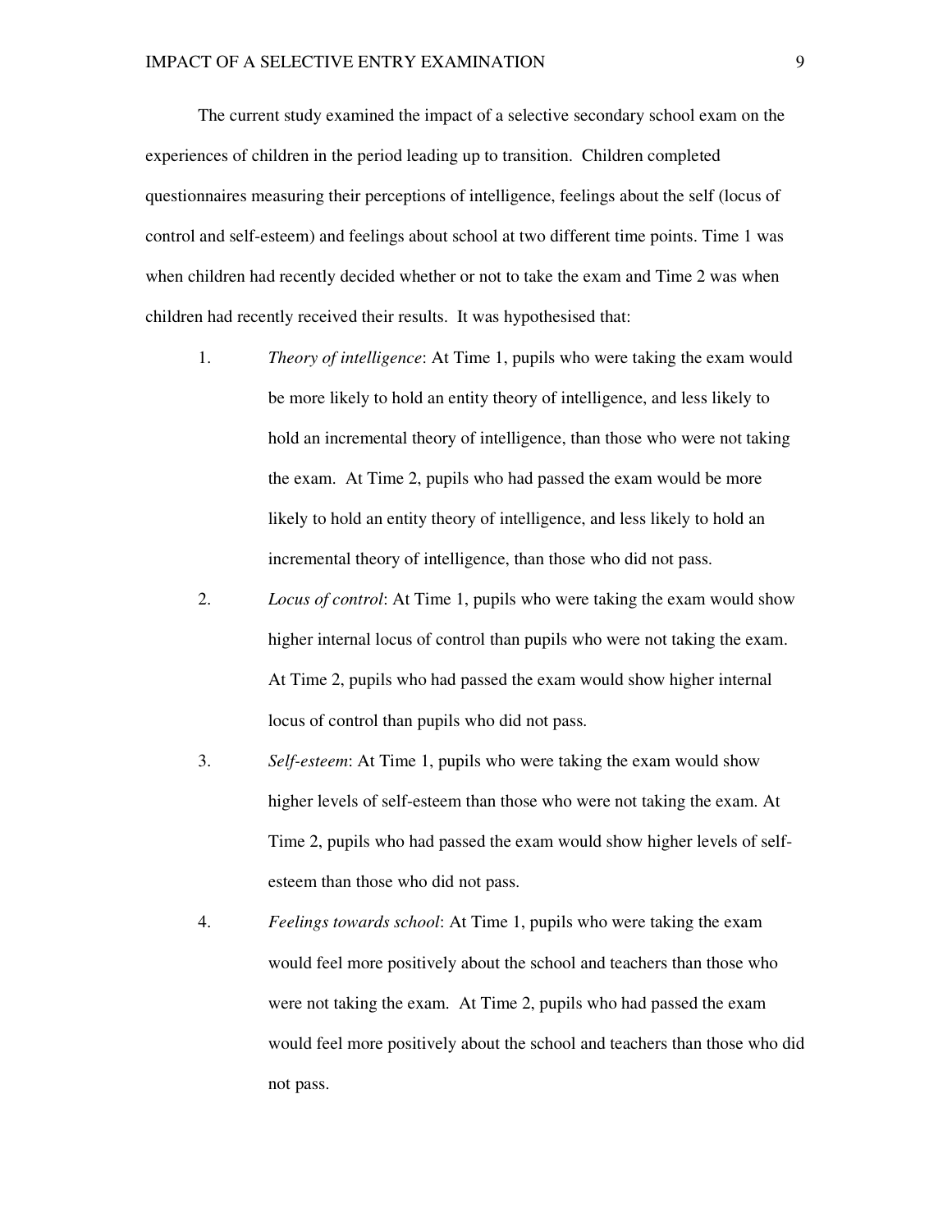The current study examined the impact of a selective secondary school exam on the experiences of children in the period leading up to transition. Children completed questionnaires measuring their perceptions of intelligence, feelings about the self (locus of control and self-esteem) and feelings about school at two different time points. Time 1 was when children had recently decided whether or not to take the exam and Time 2 was when children had recently received their results. It was hypothesised that:

1. *Theory of intelligence*: At Time 1, pupils who were taking the exam would be more likely to hold an entity theory of intelligence, and less likely to hold an incremental theory of intelligence, than those who were not taking the exam. At Time 2, pupils who had passed the exam would be more likely to hold an entity theory of intelligence, and less likely to hold an incremental theory of intelligence, than those who did not pass.
2. *Locus of control*: At Time 1, pupils who were taking the exam would show higher internal locus of control than pupils who were not taking the exam. At Time 2, pupils who had passed the exam would show higher internal locus of control than pupils who did not pass.
3. *Self-esteem*: At Time 1, pupils who were taking the exam would show higher levels of self-esteem than those who were not taking the exam. At Time 2, pupils who had passed the exam would show higher levels of self-esteem than those who did not pass.
4. *Feelings towards school*: At Time 1, pupils who were taking the exam would feel more positively about the school and teachers than those who were not taking the exam. At Time 2, pupils who had passed the exam would feel more positively about the school and teachers than those who did not pass.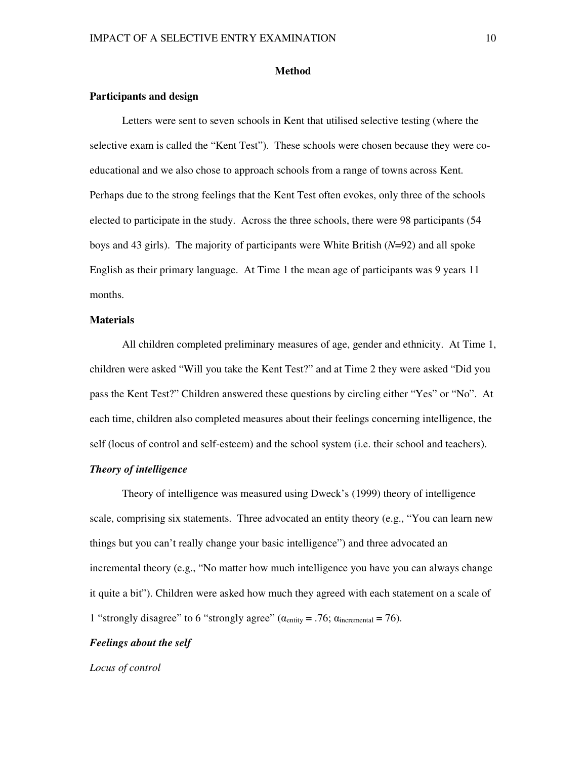## Method

### Participants and design

Letters were sent to seven schools in Kent that utilised selective testing (where the selective exam is called the "Kent Test"). These schools were chosen because they were co-educational and we also chose to approach schools from a range of towns across Kent. Perhaps due to the strong feelings that the Kent Test often evokes, only three of the schools elected to participate in the study. Across the three schools, there were 98 participants (54 boys and 43 girls). The majority of participants were White British ($N$=92) and all spoke English as their primary language. At Time 1 the mean age of participants was 9 years 11 months.

### Materials

All children completed preliminary measures of age, gender and ethnicity. At Time 1, children were asked "Will you take the Kent Test?" and at Time 2 they were asked "Did you pass the Kent Test?" Children answered these questions by circling either "Yes" or "No". At each time, children also completed measures about their feelings concerning intelligence, the self (locus of control and self-esteem) and the school system (i.e. their school and teachers).

#### *Theory of intelligence*

Theory of intelligence was measured using Dweck's (1999) theory of intelligence scale, comprising six statements. Three advocated an entity theory (e.g., "You can learn new things but you can't really change your basic intelligence") and three advocated an incremental theory (e.g., "No matter how much intelligence you have you can always change it quite a bit"). Children were asked how much they agreed with each statement on a scale of 1 "strongly disagree" to 6 "strongly agree" ($\alpha_{entity}$ = .76; $\alpha_{incremental}$ = 76).

#### *Feelings about the self*

*Locus of control*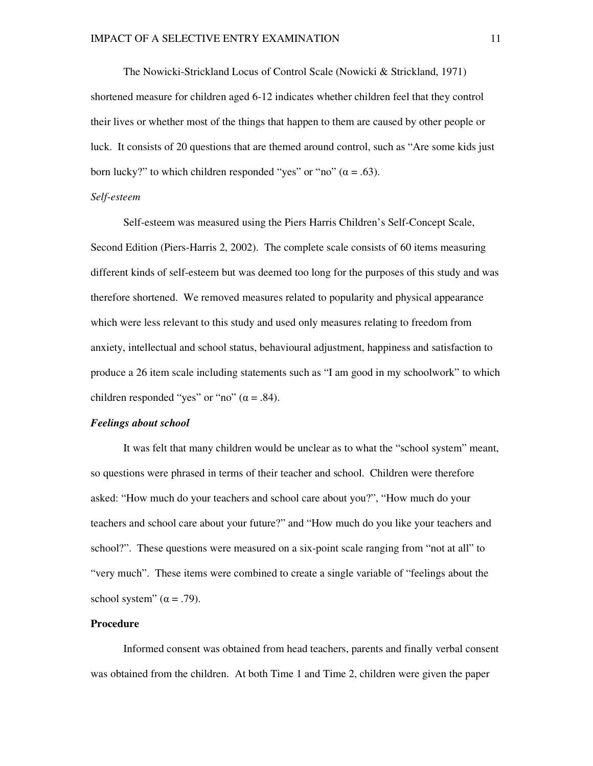The Nowicki-Strickland Locus of Control Scale (Nowicki & Strickland, 1971) shortened measure for children aged 6-12 indicates whether children feel that they control their lives or whether most of the things that happen to them are caused by other people or luck. It consists of 20 questions that are themed around control, such as "Are some kids just born lucky?" to which children responded "yes" or "no" ($\alpha = .63$).

*Self-esteem*

Self-esteem was measured using the Piers Harris Children's Self-Concept Scale, Second Edition (Piers-Harris 2, 2002). The complete scale consists of 60 items measuring different kinds of self-esteem but was deemed too long for the purposes of this study and was therefore shortened. We removed measures related to popularity and physical appearance which were less relevant to this study and used only measures relating to freedom from anxiety, intellectual and school status, behavioural adjustment, happiness and satisfaction to produce a 26 item scale including statements such as "I am good in my schoolwork" to which children responded "yes" or "no" ($\alpha = .84$).

***Feelings about school***

It was felt that many children would be unclear as to what the "school system" meant, so questions were phrased in terms of their teacher and school. Children were therefore asked: "How much do your teachers and school care about you?", "How much do your teachers and school care about your future?" and "How much do you like your teachers and school?". These questions were measured on a six-point scale ranging from "not at all" to "very much". These items were combined to create a single variable of "feelings about the school system" ($\alpha = .79$).

**Procedure**

Informed consent was obtained from head teachers, parents and finally verbal consent was obtained from the children. At both Time 1 and Time 2, children were given the paper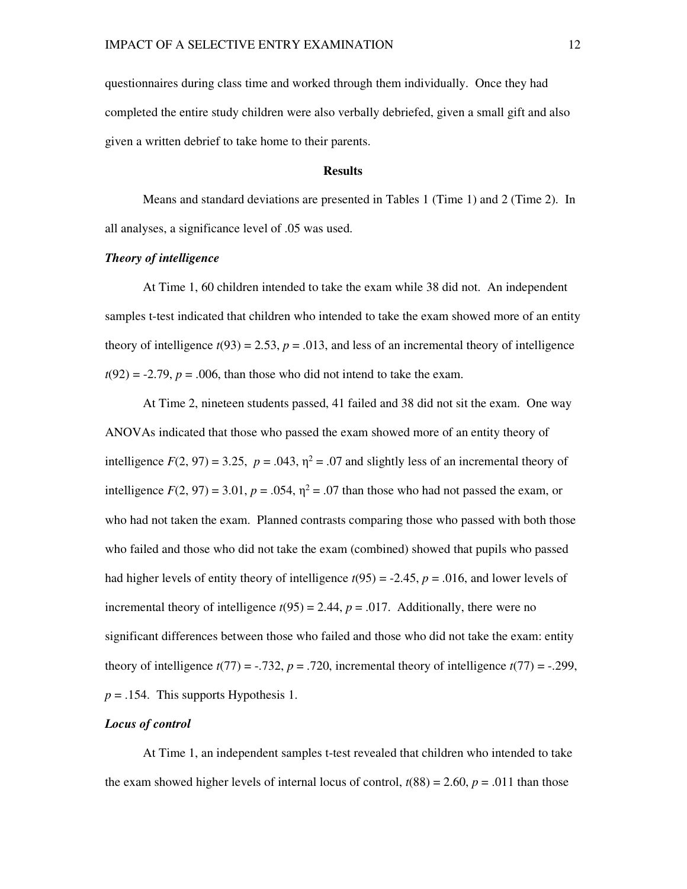questionnaires during class time and worked through them individually. Once they had completed the entire study children were also verbally debriefed, given a small gift and also given a written debrief to take home to their parents.

## Results

Means and standard deviations are presented in Tables 1 (Time 1) and 2 (Time 2). In all analyses, a significance level of .05 was used.

### ***Theory of intelligence***

At Time 1, 60 children intended to take the exam while 38 did not. An independent samples t-test indicated that children who intended to take the exam showed more of an entity theory of intelligence $t(93) = 2.53$, $p = .013$, and less of an incremental theory of intelligence $t(92) = -2.79$, $p = .006$, than those who did not intend to take the exam.

At Time 2, nineteen students passed, 41 failed and 38 did not sit the exam. One way ANOVAs indicated that those who passed the exam showed more of an entity theory of intelligence $F(2, 97) = 3.25$, $p = .043$, $\eta^2 = .07$ and slightly less of an incremental theory of intelligence $F(2, 97) = 3.01$, $p = .054$, $\eta^2 = .07$ than those who had not passed the exam, or who had not taken the exam. Planned contrasts comparing those who passed with both those who failed and those who did not take the exam (combined) showed that pupils who passed had higher levels of entity theory of intelligence $t(95) = -2.45$, $p = .016$, and lower levels of incremental theory of intelligence $t(95) = 2.44$, $p = .017$. Additionally, there were no significant differences between those who failed and those who did not take the exam: entity theory of intelligence $t(77) = -.732$, $p = .720$, incremental theory of intelligence $t(77) = -.299$, $p = .154$. This supports Hypothesis 1.

### ***Locus of control***

At Time 1, an independent samples t-test revealed that children who intended to take the exam showed higher levels of internal locus of control, $t(88) = 2.60$, $p = .011$ than those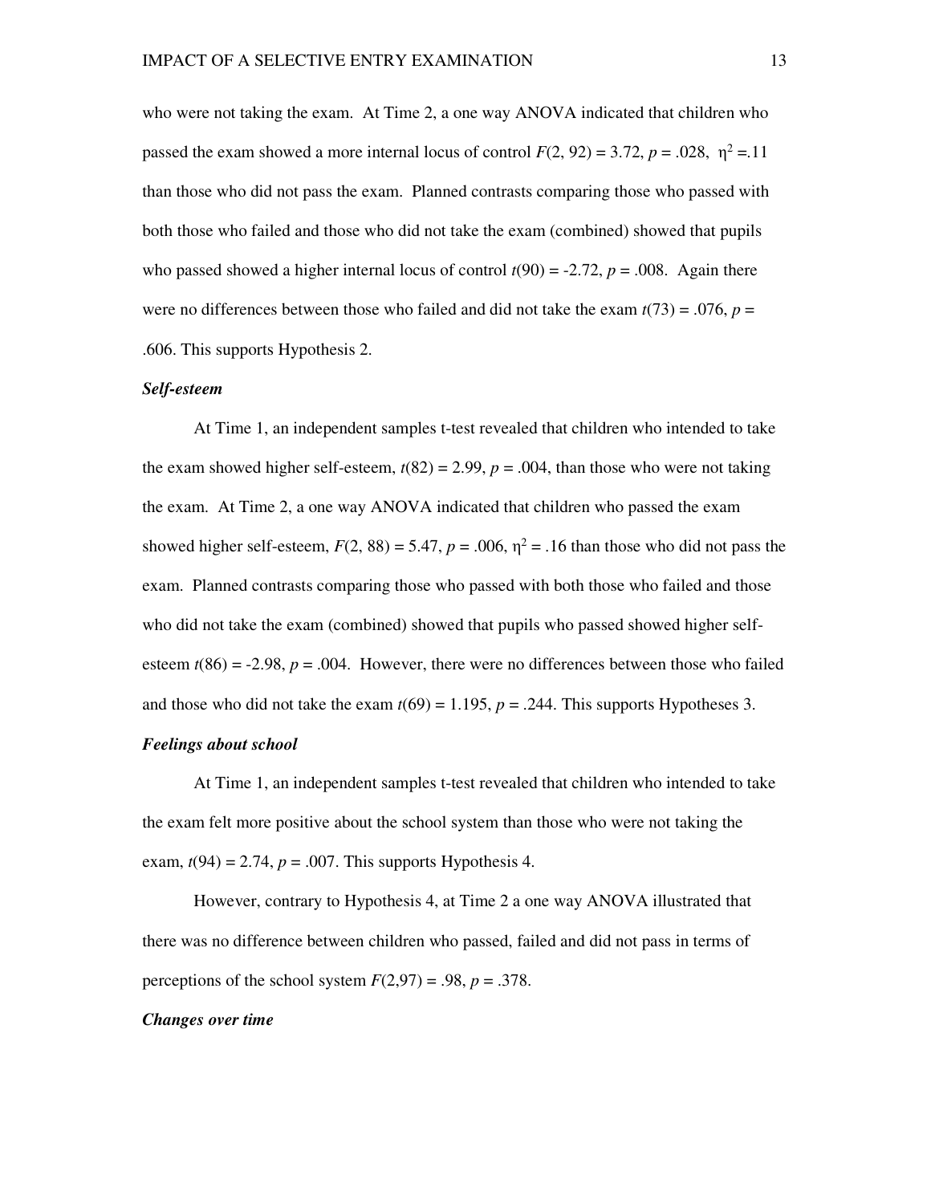who were not taking the exam. At Time 2, a one way ANOVA indicated that children who passed the exam showed a more internal locus of control $F(2, 92) = 3.72$, $p = .028$, $\eta^2 = .11$ than those who did not pass the exam. Planned contrasts comparing those who passed with both those who failed and those who did not take the exam (combined) showed that pupils who passed showed a higher internal locus of control $t(90) = -2.72$, $p = .008$. Again there were no differences between those who failed and did not take the exam $t(73) = .076$, $p = .606$. This supports Hypothesis 2.

### *Self-esteem*

At Time 1, an independent samples t-test revealed that children who intended to take the exam showed higher self-esteem, $t(82) = 2.99$, $p = .004$, than those who were not taking the exam. At Time 2, a one way ANOVA indicated that children who passed the exam showed higher self-esteem, $F(2, 88) = 5.47$, $p = .006$, $\eta^2 = .16$ than those who did not pass the exam. Planned contrasts comparing those who passed with both those who failed and those who did not take the exam (combined) showed that pupils who passed showed higher self-esteem $t(86) = -2.98$, $p = .004$. However, there were no differences between those who failed and those who did not take the exam $t(69) = 1.195$, $p = .244$. This supports Hypotheses 3.

### *Feelings about school*

At Time 1, an independent samples t-test revealed that children who intended to take the exam felt more positive about the school system than those who were not taking the exam, $t(94) = 2.74$, $p = .007$. This supports Hypothesis 4.

However, contrary to Hypothesis 4, at Time 2 a one way ANOVA illustrated that there was no difference between children who passed, failed and did not pass in terms of perceptions of the school system $F(2,97) = .98$, $p = .378$.

### *Changes over time*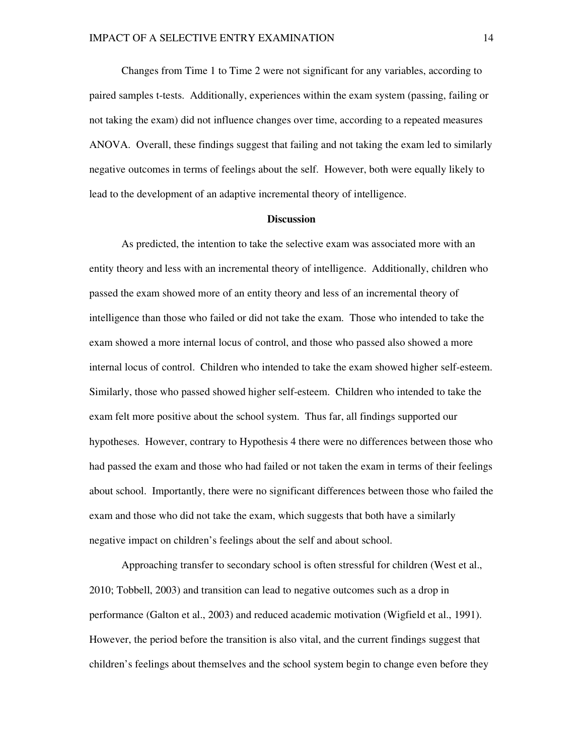Changes from Time 1 to Time 2 were not significant for any variables, according to paired samples t-tests. Additionally, experiences within the exam system (passing, failing or not taking the exam) did not influence changes over time, according to a repeated measures ANOVA. Overall, these findings suggest that failing and not taking the exam led to similarly negative outcomes in terms of feelings about the self. However, both were equally likely to lead to the development of an adaptive incremental theory of intelligence.

## Discussion

As predicted, the intention to take the selective exam was associated more with an entity theory and less with an incremental theory of intelligence. Additionally, children who passed the exam showed more of an entity theory and less of an incremental theory of intelligence than those who failed or did not take the exam. Those who intended to take the exam showed a more internal locus of control, and those who passed also showed a more internal locus of control. Children who intended to take the exam showed higher self-esteem. Similarly, those who passed showed higher self-esteem. Children who intended to take the exam felt more positive about the school system. Thus far, all findings supported our hypotheses. However, contrary to Hypothesis 4 there were no differences between those who had passed the exam and those who had failed or not taken the exam in terms of their feelings about school. Importantly, there were no significant differences between those who failed the exam and those who did not take the exam, which suggests that both have a similarly negative impact on children's feelings about the self and about school.

Approaching transfer to secondary school is often stressful for children (West et al., 2010; Tobbell, 2003) and transition can lead to negative outcomes such as a drop in performance (Galton et al., 2003) and reduced academic motivation (Wigfield et al., 1991). However, the period before the transition is also vital, and the current findings suggest that children's feelings about themselves and the school system begin to change even before they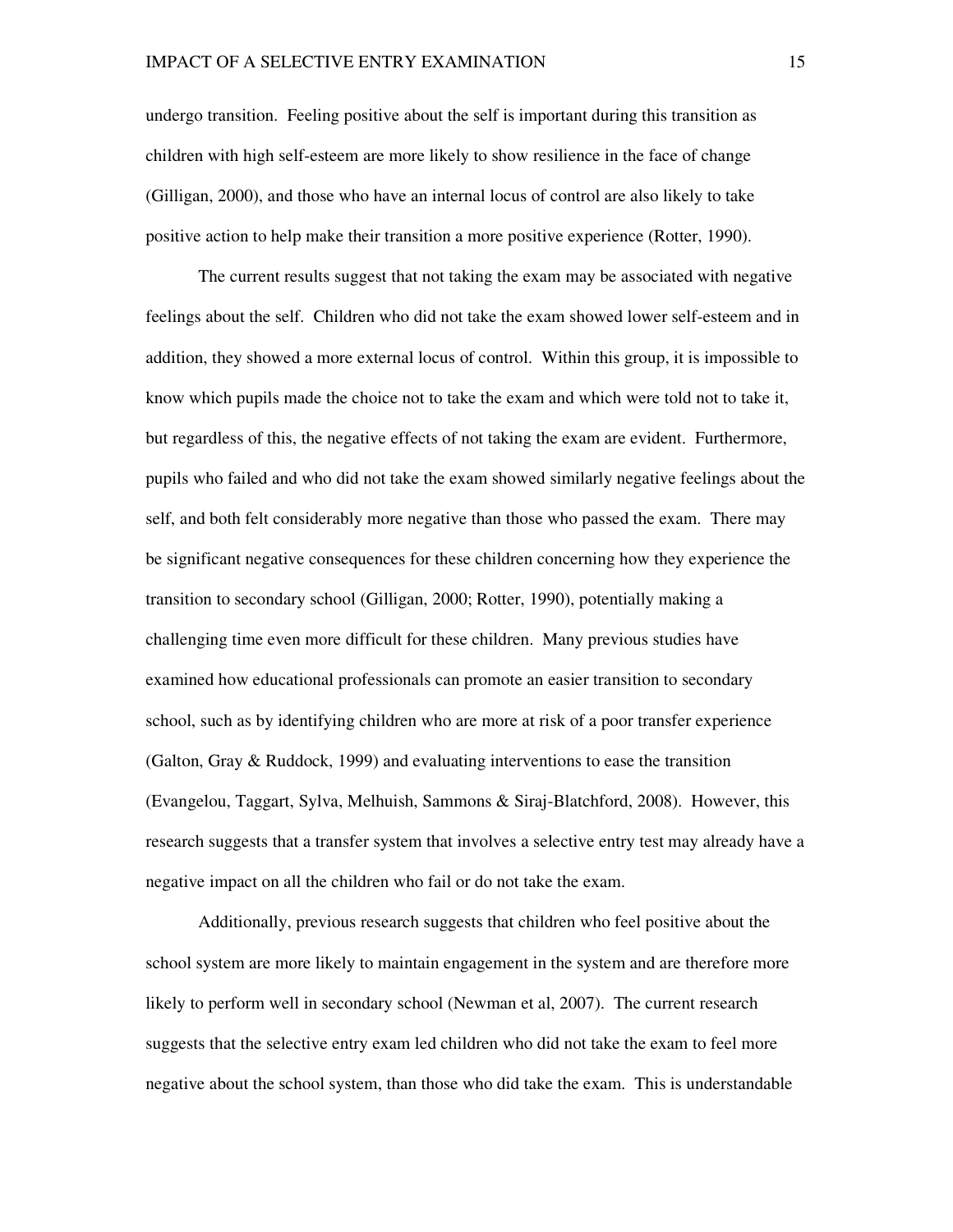undergo transition. Feeling positive about the self is important during this transition as children with high self-esteem are more likely to show resilience in the face of change (Gilligan, 2000), and those who have an internal locus of control are also likely to take positive action to help make their transition a more positive experience (Rotter, 1990).

The current results suggest that not taking the exam may be associated with negative feelings about the self. Children who did not take the exam showed lower self-esteem and in addition, they showed a more external locus of control. Within this group, it is impossible to know which pupils made the choice not to take the exam and which were told not to take it, but regardless of this, the negative effects of not taking the exam are evident. Furthermore, pupils who failed and who did not take the exam showed similarly negative feelings about the self, and both felt considerably more negative than those who passed the exam. There may be significant negative consequences for these children concerning how they experience the transition to secondary school (Gilligan, 2000; Rotter, 1990), potentially making a challenging time even more difficult for these children. Many previous studies have examined how educational professionals can promote an easier transition to secondary school, such as by identifying children who are more at risk of a poor transfer experience (Galton, Gray & Ruddock, 1999) and evaluating interventions to ease the transition (Evangelou, Taggart, Sylva, Melhuish, Sammons & Siraj-Blatchford, 2008). However, this research suggests that a transfer system that involves a selective entry test may already have a negative impact on all the children who fail or do not take the exam.

Additionally, previous research suggests that children who feel positive about the school system are more likely to maintain engagement in the system and are therefore more likely to perform well in secondary school (Newman et al, 2007). The current research suggests that the selective entry exam led children who did not take the exam to feel more negative about the school system, than those who did take the exam. This is understandable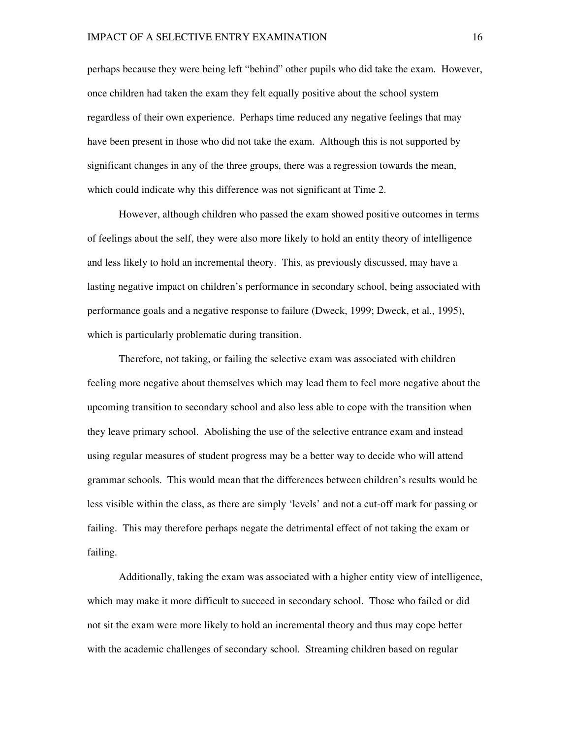perhaps because they were being left "behind" other pupils who did take the exam. However, once children had taken the exam they felt equally positive about the school system regardless of their own experience. Perhaps time reduced any negative feelings that may have been present in those who did not take the exam. Although this is not supported by significant changes in any of the three groups, there was a regression towards the mean, which could indicate why this difference was not significant at Time 2.

However, although children who passed the exam showed positive outcomes in terms of feelings about the self, they were also more likely to hold an entity theory of intelligence and less likely to hold an incremental theory. This, as previously discussed, may have a lasting negative impact on children's performance in secondary school, being associated with performance goals and a negative response to failure (Dweck, 1999; Dweck, et al., 1995), which is particularly problematic during transition.

Therefore, not taking, or failing the selective exam was associated with children feeling more negative about themselves which may lead them to feel more negative about the upcoming transition to secondary school and also less able to cope with the transition when they leave primary school. Abolishing the use of the selective entrance exam and instead using regular measures of student progress may be a better way to decide who will attend grammar schools. This would mean that the differences between children's results would be less visible within the class, as there are simply 'levels' and not a cut-off mark for passing or failing. This may therefore perhaps negate the detrimental effect of not taking the exam or failing.

Additionally, taking the exam was associated with a higher entity view of intelligence, which may make it more difficult to succeed in secondary school. Those who failed or did not sit the exam were more likely to hold an incremental theory and thus may cope better with the academic challenges of secondary school. Streaming children based on regular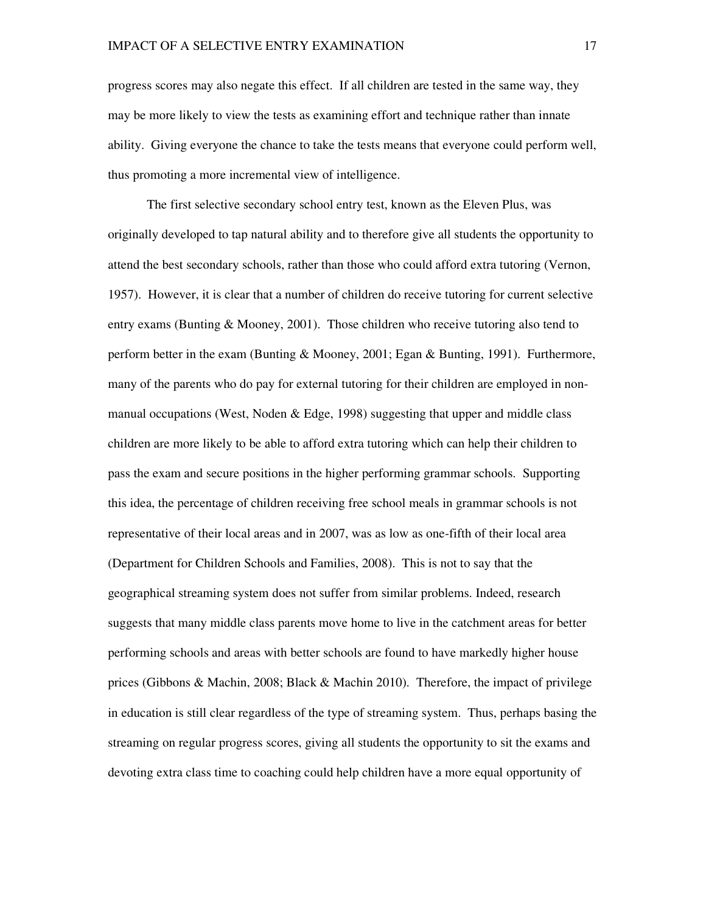progress scores may also negate this effect. If all children are tested in the same way, they may be more likely to view the tests as examining effort and technique rather than innate ability. Giving everyone the chance to take the tests means that everyone could perform well, thus promoting a more incremental view of intelligence.

The first selective secondary school entry test, known as the Eleven Plus, was originally developed to tap natural ability and to therefore give all students the opportunity to attend the best secondary schools, rather than those who could afford extra tutoring (Vernon, 1957). However, it is clear that a number of children do receive tutoring for current selective entry exams (Bunting & Mooney, 2001). Those children who receive tutoring also tend to perform better in the exam (Bunting & Mooney, 2001; Egan & Bunting, 1991). Furthermore, many of the parents who do pay for external tutoring for their children are employed in non-manual occupations (West, Noden & Edge, 1998) suggesting that upper and middle class children are more likely to be able to afford extra tutoring which can help their children to pass the exam and secure positions in the higher performing grammar schools. Supporting this idea, the percentage of children receiving free school meals in grammar schools is not representative of their local areas and in 2007, was as low as one-fifth of their local area (Department for Children Schools and Families, 2008). This is not to say that the geographical streaming system does not suffer from similar problems. Indeed, research suggests that many middle class parents move home to live in the catchment areas for better performing schools and areas with better schools are found to have markedly higher house prices (Gibbons & Machin, 2008; Black & Machin 2010). Therefore, the impact of privilege in education is still clear regardless of the type of streaming system. Thus, perhaps basing the streaming on regular progress scores, giving all students the opportunity to sit the exams and devoting extra class time to coaching could help children have a more equal opportunity of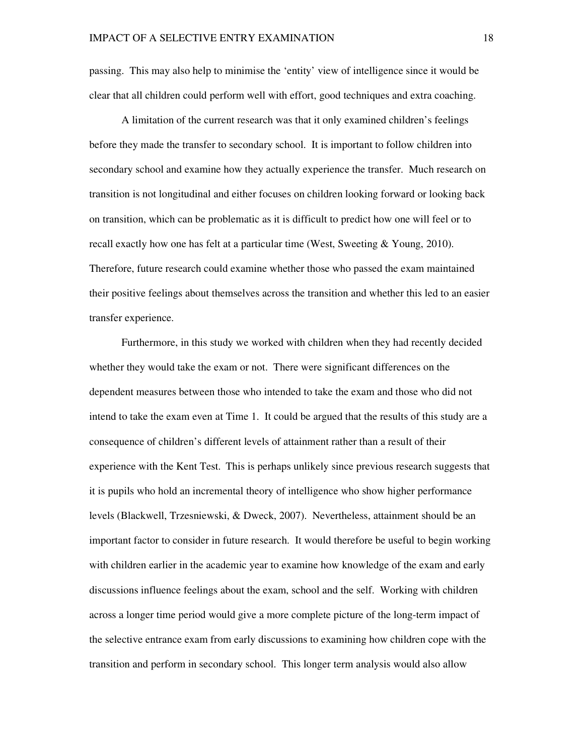passing. This may also help to minimise the 'entity' view of intelligence since it would be clear that all children could perform well with effort, good techniques and extra coaching.

A limitation of the current research was that it only examined children's feelings before they made the transfer to secondary school. It is important to follow children into secondary school and examine how they actually experience the transfer. Much research on transition is not longitudinal and either focuses on children looking forward or looking back on transition, which can be problematic as it is difficult to predict how one will feel or to recall exactly how one has felt at a particular time (West, Sweeting & Young, 2010). Therefore, future research could examine whether those who passed the exam maintained their positive feelings about themselves across the transition and whether this led to an easier transfer experience.

Furthermore, in this study we worked with children when they had recently decided whether they would take the exam or not. There were significant differences on the dependent measures between those who intended to take the exam and those who did not intend to take the exam even at Time 1. It could be argued that the results of this study are a consequence of children's different levels of attainment rather than a result of their experience with the Kent Test. This is perhaps unlikely since previous research suggests that it is pupils who hold an incremental theory of intelligence who show higher performance levels (Blackwell, Trzesniewski, & Dweck, 2007). Nevertheless, attainment should be an important factor to consider in future research. It would therefore be useful to begin working with children earlier in the academic year to examine how knowledge of the exam and early discussions influence feelings about the exam, school and the self. Working with children across a longer time period would give a more complete picture of the long-term impact of the selective entrance exam from early discussions to examining how children cope with the transition and perform in secondary school. This longer term analysis would also allow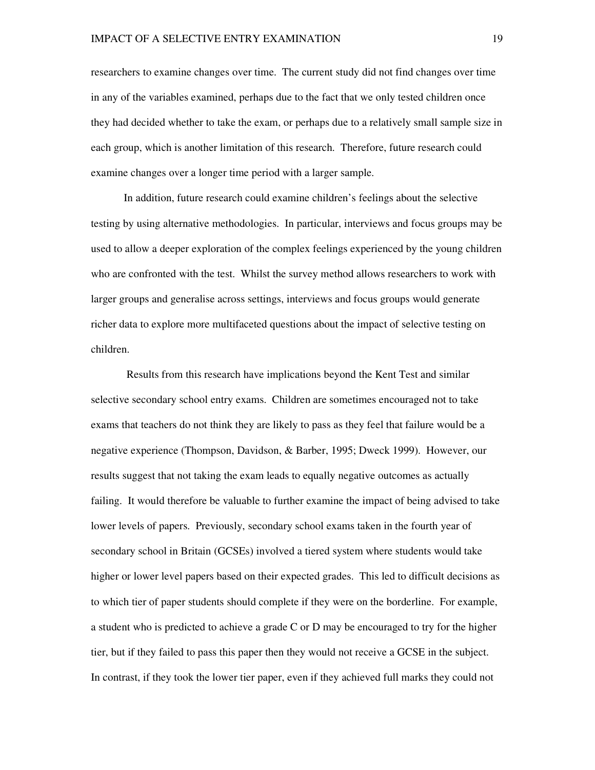researchers to examine changes over time. The current study did not find changes over time in any of the variables examined, perhaps due to the fact that we only tested children once they had decided whether to take the exam, or perhaps due to a relatively small sample size in each group, which is another limitation of this research. Therefore, future research could examine changes over a longer time period with a larger sample.

In addition, future research could examine children's feelings about the selective testing by using alternative methodologies. In particular, interviews and focus groups may be used to allow a deeper exploration of the complex feelings experienced by the young children who are confronted with the test. Whilst the survey method allows researchers to work with larger groups and generalise across settings, interviews and focus groups would generate richer data to explore more multifaceted questions about the impact of selective testing on children.

Results from this research have implications beyond the Kent Test and similar selective secondary school entry exams. Children are sometimes encouraged not to take exams that teachers do not think they are likely to pass as they feel that failure would be a negative experience (Thompson, Davidson, & Barber, 1995; Dweck 1999). However, our results suggest that not taking the exam leads to equally negative outcomes as actually failing. It would therefore be valuable to further examine the impact of being advised to take lower levels of papers. Previously, secondary school exams taken in the fourth year of secondary school in Britain (GCSEs) involved a tiered system where students would take higher or lower level papers based on their expected grades. This led to difficult decisions as to which tier of paper students should complete if they were on the borderline. For example, a student who is predicted to achieve a grade C or D may be encouraged to try for the higher tier, but if they failed to pass this paper then they would not receive a GCSE in the subject. In contrast, if they took the lower tier paper, even if they achieved full marks they could not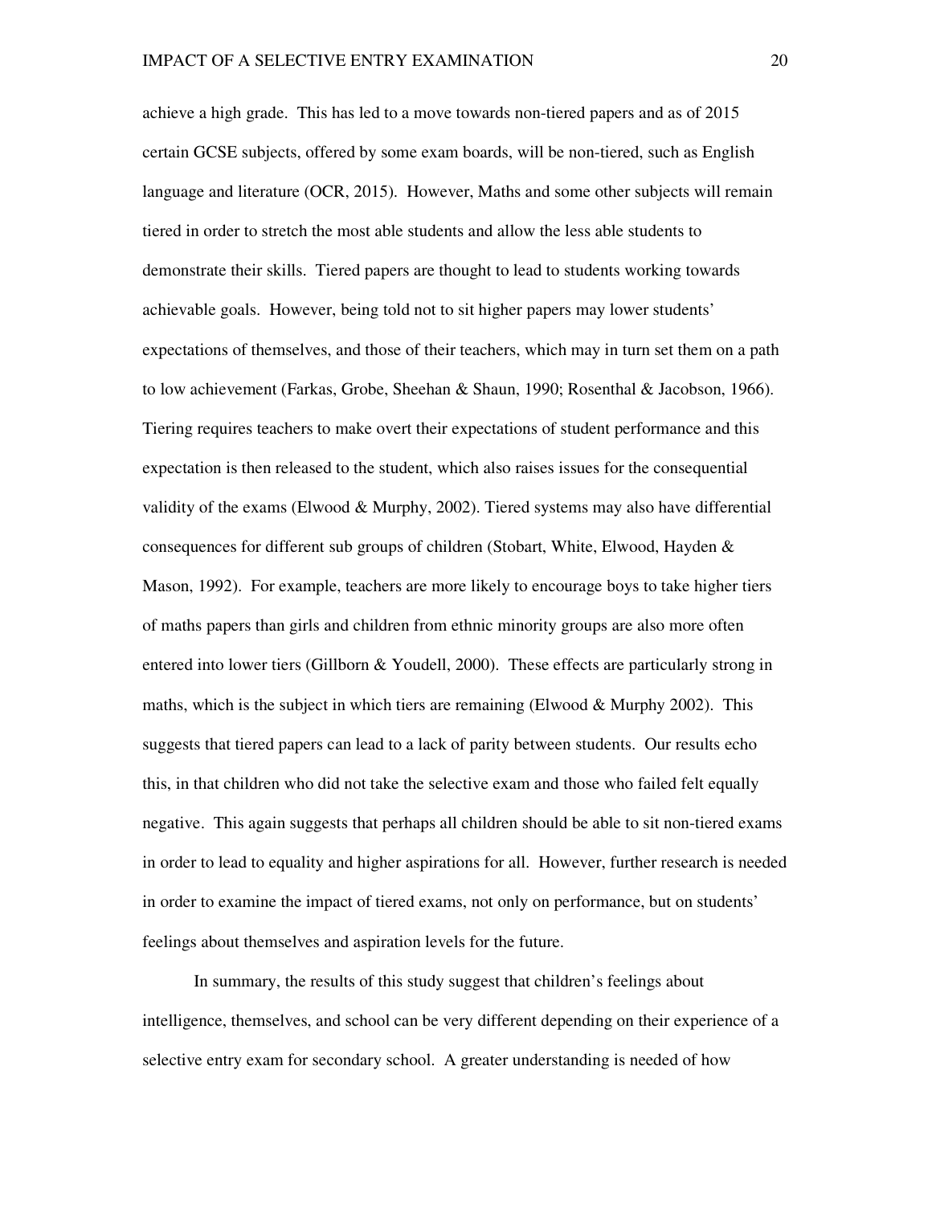achieve a high grade. This has led to a move towards non-tiered papers and as of 2015 certain GCSE subjects, offered by some exam boards, will be non-tiered, such as English language and literature (OCR, 2015). However, Maths and some other subjects will remain tiered in order to stretch the most able students and allow the less able students to demonstrate their skills. Tiered papers are thought to lead to students working towards achievable goals. However, being told not to sit higher papers may lower students' expectations of themselves, and those of their teachers, which may in turn set them on a path to low achievement (Farkas, Grobe, Sheehan & Shaun, 1990; Rosenthal & Jacobson, 1966). Tiering requires teachers to make overt their expectations of student performance and this expectation is then released to the student, which also raises issues for the consequential validity of the exams (Elwood & Murphy, 2002). Tiered systems may also have differential consequences for different sub groups of children (Stobart, White, Elwood, Hayden & Mason, 1992). For example, teachers are more likely to encourage boys to take higher tiers of maths papers than girls and children from ethnic minority groups are also more often entered into lower tiers (Gillborn & Youdell, 2000). These effects are particularly strong in maths, which is the subject in which tiers are remaining (Elwood & Murphy 2002). This suggests that tiered papers can lead to a lack of parity between students. Our results echo this, in that children who did not take the selective exam and those who failed felt equally negative. This again suggests that perhaps all children should be able to sit non-tiered exams in order to lead to equality and higher aspirations for all. However, further research is needed in order to examine the impact of tiered exams, not only on performance, but on students' feelings about themselves and aspiration levels for the future.

In summary, the results of this study suggest that children's feelings about intelligence, themselves, and school can be very different depending on their experience of a selective entry exam for secondary school. A greater understanding is needed of how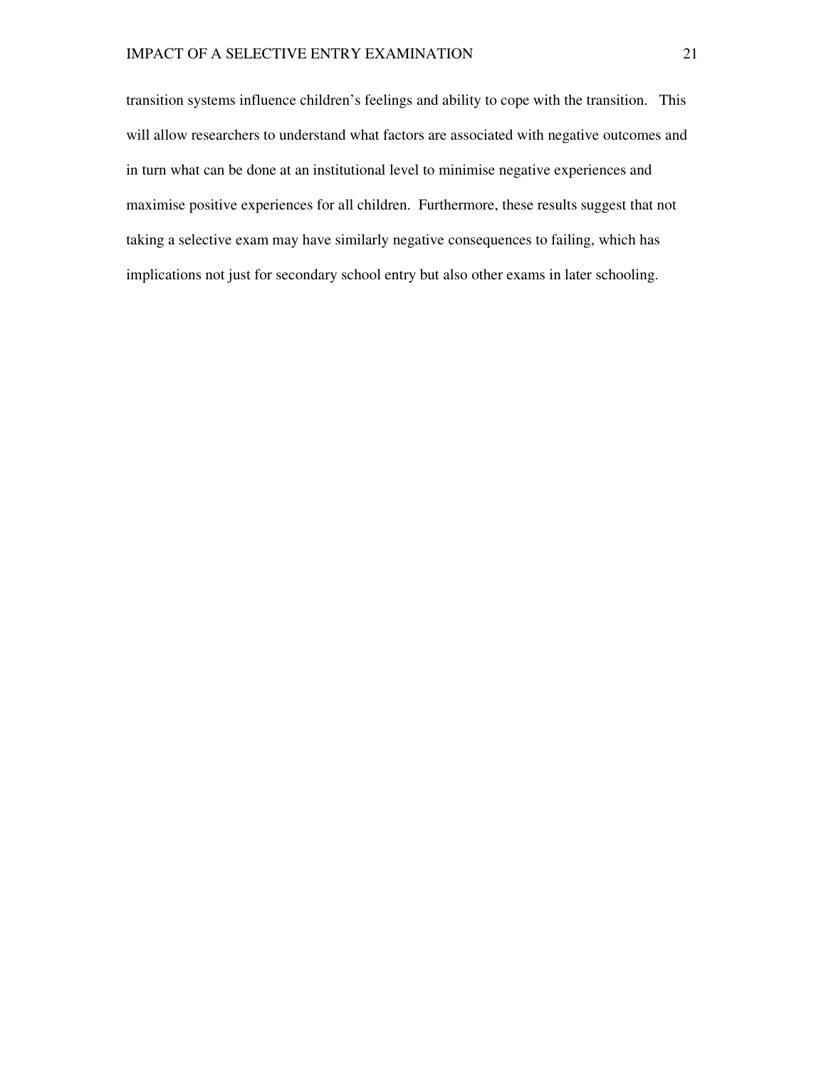transition systems influence children's feelings and ability to cope with the transition. This will allow researchers to understand what factors are associated with negative outcomes and in turn what can be done at an institutional level to minimise negative experiences and maximise positive experiences for all children. Furthermore, these results suggest that not taking a selective exam may have similarly negative consequences to failing, which has implications not just for secondary school entry but also other exams in later schooling.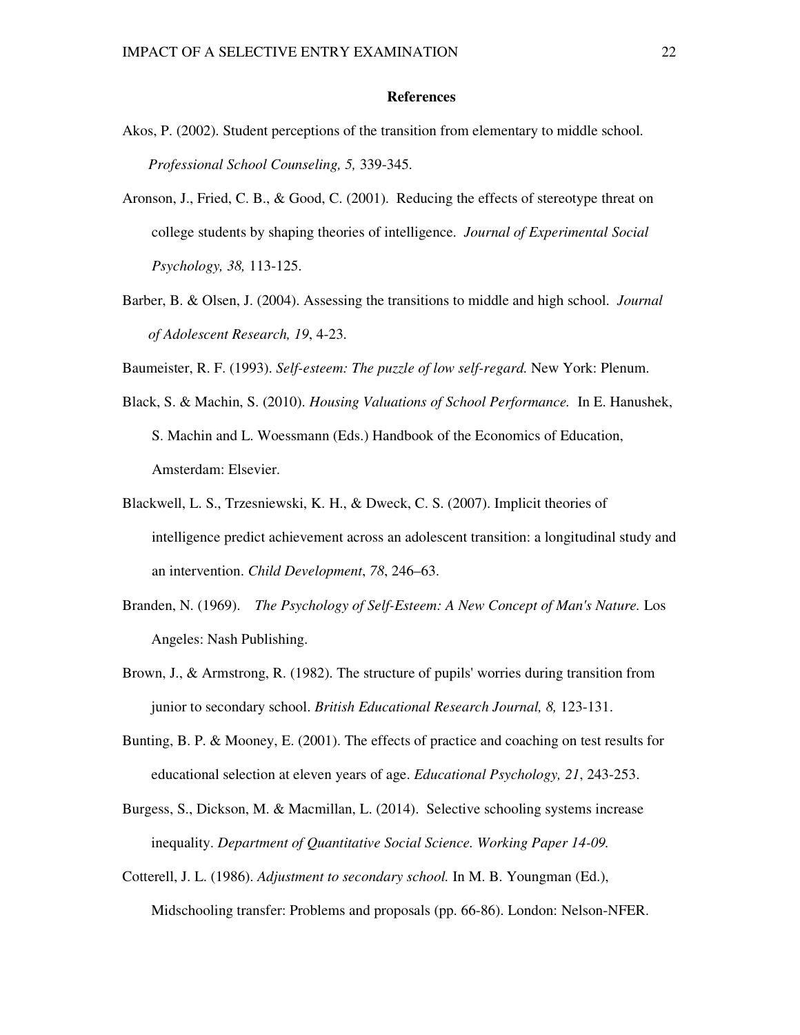## References

Akos, P. (2002). Student perceptions of the transition from elementary to middle school. *Professional School Counseling, 5,* 339-345.

Aronson, J., Fried, C. B., & Good, C. (2001). Reducing the effects of stereotype threat on college students by shaping theories of intelligence. *Journal of Experimental Social Psychology, 38,* 113-125.

Barber, B. & Olsen, J. (2004). Assessing the transitions to middle and high school. *Journal of Adolescent Research, 19*, 4-23.

Baumeister, R. F. (1993). *Self-esteem: The puzzle of low self-regard.* New York: Plenum.

Black, S. & Machin, S. (2010). *Housing Valuations of School Performance.* In E. Hanushek, S. Machin and L. Woessmann (Eds.) Handbook of the Economics of Education, Amsterdam: Elsevier.

Blackwell, L. S., Trzesniewski, K. H., & Dweck, C. S. (2007). Implicit theories of intelligence predict achievement across an adolescent transition: a longitudinal study and an intervention. *Child Development*, *78*, 246–63.

Branden, N. (1969). *The Psychology of Self-Esteem: A New Concept of Man's Nature.* Los Angeles: Nash Publishing.

Brown, J., & Armstrong, R. (1982). The structure of pupils' worries during transition from junior to secondary school. *British Educational Research Journal, 8,* 123-131.

Bunting, B. P. & Mooney, E. (2001). The effects of practice and coaching on test results for educational selection at eleven years of age. *Educational Psychology, 21*, 243-253.

Burgess, S., Dickson, M. & Macmillan, L. (2014). Selective schooling systems increase inequality. *Department of Quantitative Social Science. Working Paper 14-09.*

Cotterell, J. L. (1986). *Adjustment to secondary school.* In M. B. Youngman (Ed.), Midschooling transfer: Problems and proposals (pp. 66-86). London: Nelson-NFER.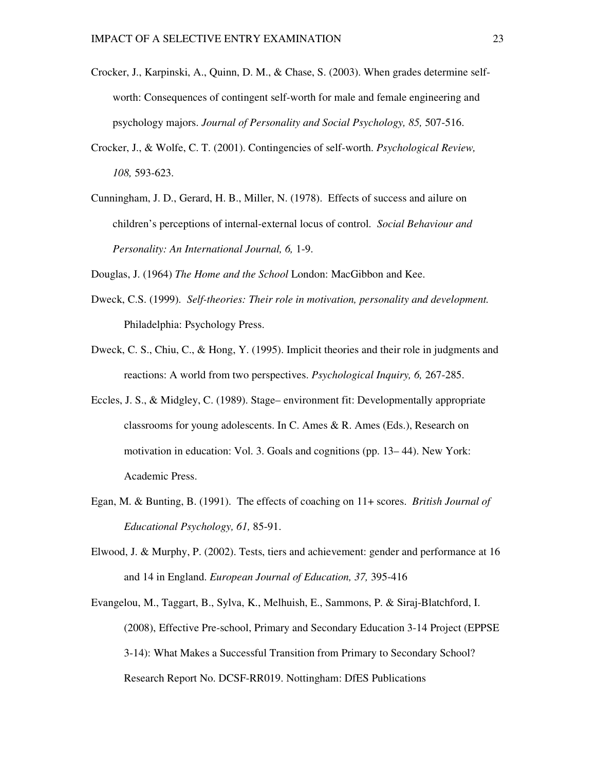Crocker, J., Karpinski, A., Quinn, D. M., & Chase, S. (2003). When grades determine self-worth: Consequences of contingent self-worth for male and female engineering and psychology majors. *Journal of Personality and Social Psychology, 85,* 507-516.

Crocker, J., & Wolfe, C. T. (2001). Contingencies of self-worth. *Psychological Review, 108,* 593-623.

Cunningham, J. D., Gerard, H. B., Miller, N. (1978). Effects of success and ailure on children's perceptions of internal-external locus of control. *Social Behaviour and Personality: An International Journal, 6,* 1-9.

Douglas, J. (1964) *The Home and the School* London: MacGibbon and Kee.

Dweck, C.S. (1999). *Self-theories: Their role in motivation, personality and development.* Philadelphia: Psychology Press.

Dweck, C. S., Chiu, C., & Hong, Y. (1995). Implicit theories and their role in judgments and reactions: A world from two perspectives. *Psychological Inquiry, 6,* 267-285.

Eccles, J. S., & Midgley, C. (1989). Stage– environment fit: Developmentally appropriate classrooms for young adolescents. In C. Ames & R. Ames (Eds.), Research on motivation in education: Vol. 3. Goals and cognitions (pp. 13– 44). New York: Academic Press.

Egan, M. & Bunting, B. (1991). The effects of coaching on 11+ scores. *British Journal of Educational Psychology, 61,* 85-91.

Elwood, J. & Murphy, P. (2002). Tests, tiers and achievement: gender and performance at 16 and 14 in England. *European Journal of Education, 37,* 395-416

Evangelou, M., Taggart, B., Sylva, K., Melhuish, E., Sammons, P. & Siraj-Blatchford, I. (2008), Effective Pre-school, Primary and Secondary Education 3-14 Project (EPPSE 3-14): What Makes a Successful Transition from Primary to Secondary School? Research Report No. DCSF-RR019. Nottingham: DfES Publications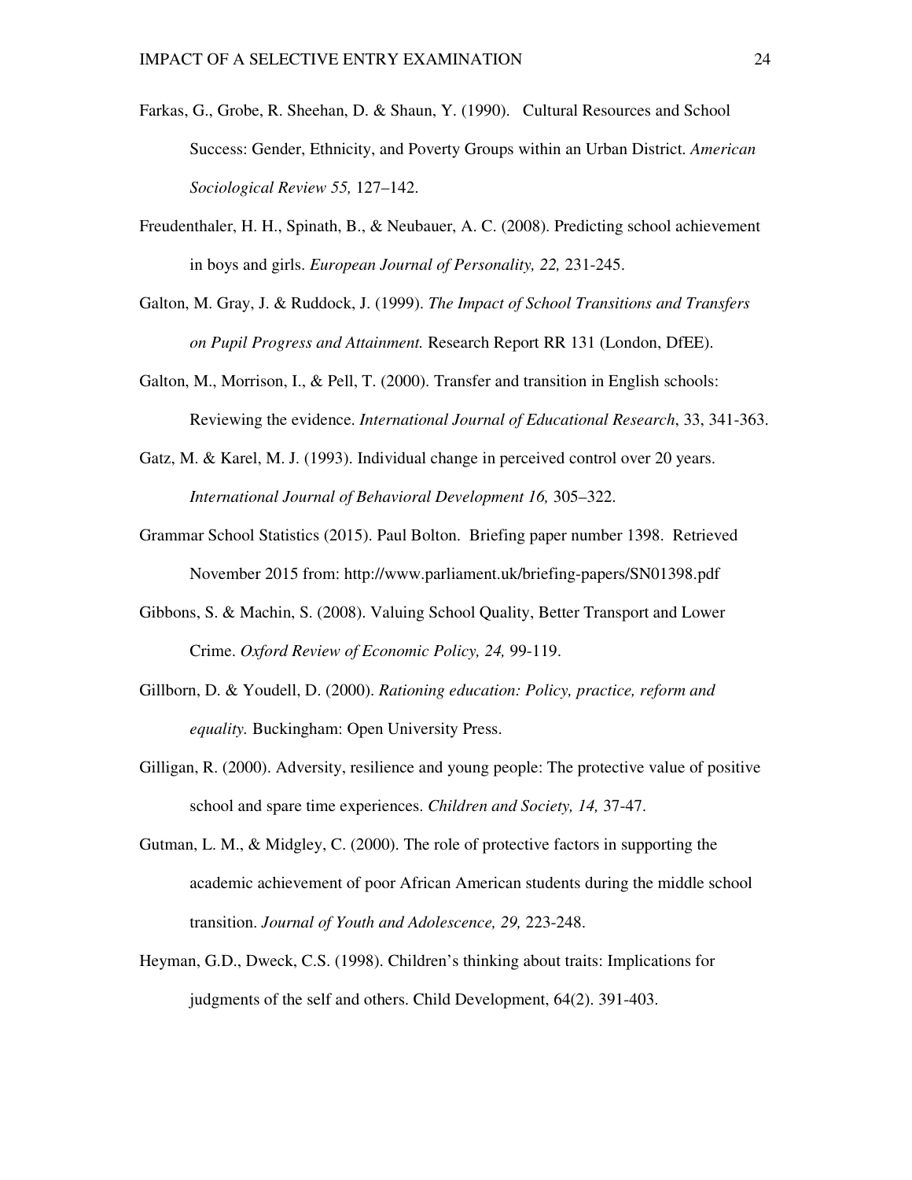Farkas, G., Grobe, R. Sheehan, D. & Shaun, Y. (1990). Cultural Resources and School Success: Gender, Ethnicity, and Poverty Groups within an Urban District. *American Sociological Review 55,* 127–142.

Freudenthaler, H. H., Spinath, B., & Neubauer, A. C. (2008). Predicting school achievement in boys and girls. *European Journal of Personality, 22,* 231-245.

Galton, M. Gray, J. & Ruddock, J. (1999). *The Impact of School Transitions and Transfers on Pupil Progress and Attainment.* Research Report RR 131 (London, DfEE).

Galton, M., Morrison, I., & Pell, T. (2000). Transfer and transition in English schools: Reviewing the evidence. *International Journal of Educational Research*, 33, 341-363.

Gatz, M. & Karel, M. J. (1993). Individual change in perceived control over 20 years. *International Journal of Behavioral Development 16,* 305–322.

Grammar School Statistics (2015). Paul Bolton. Briefing paper number 1398. Retrieved November 2015 from: http://www.parliament.uk/briefing-papers/SN01398.pdf

Gibbons, S. & Machin, S. (2008). Valuing School Quality, Better Transport and Lower Crime. *Oxford Review of Economic Policy, 24,* 99-119.

Gillborn, D. & Youdell, D. (2000). *Rationing education: Policy, practice, reform and equality.* Buckingham: Open University Press.

Gilligan, R. (2000). Adversity, resilience and young people: The protective value of positive school and spare time experiences. *Children and Society, 14,* 37-47.

Gutman, L. M., & Midgley, C. (2000). The role of protective factors in supporting the academic achievement of poor African American students during the middle school transition. *Journal of Youth and Adolescence, 29,* 223-248.

Heyman, G.D., Dweck, C.S. (1998). Children's thinking about traits: Implications for judgments of the self and others. Child Development, 64(2). 391-403.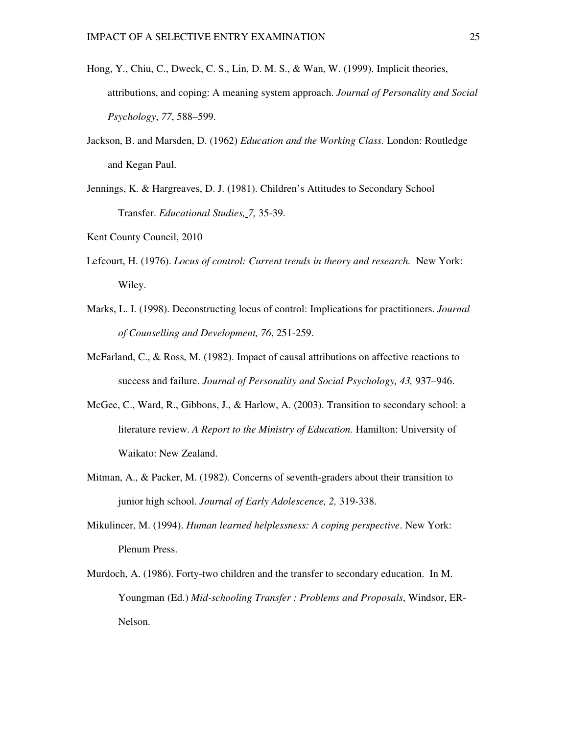Hong, Y., Chiu, C., Dweck, C. S., Lin, D. M. S., & Wan, W. (1999). Implicit theories, attributions, and coping: A meaning system approach. *Journal of Personality and Social Psychology*, *77*, 588–599.

Jackson, B. and Marsden, D. (1962) *Education and the Working Class.* London: Routledge and Kegan Paul.

Jennings, K. & Hargreaves, D. J. (1981). Children's Attitudes to Secondary School Transfer. *Educational Studies, 7,* 35-39.

Kent County Council, 2010

Lefcourt, H. (1976). *Locus of control: Current trends in theory and research.* New York: Wiley.

Marks, L. I. (1998). Deconstructing locus of control: Implications for practitioners. *Journal of Counselling and Development, 76*, 251-259.

McFarland, C., & Ross, M. (1982). Impact of causal attributions on affective reactions to success and failure. *Journal of Personality and Social Psychology, 43,* 937–946.

McGee, C., Ward, R., Gibbons, J., & Harlow, A. (2003). Transition to secondary school: a literature review. *A Report to the Ministry of Education.* Hamilton: University of Waikato: New Zealand.

Mitman, A., & Packer, M. (1982). Concerns of seventh-graders about their transition to junior high school. *Journal of Early Adolescence, 2,* 319-338.

Mikulincer, M. (1994). *Human learned helplessness: A coping perspective*. New York: Plenum Press.

Murdoch, A. (1986). Forty-two children and the transfer to secondary education. In M. Youngman (Ed.) *Mid-schooling Transfer : Problems and Proposals*, Windsor, ER-Nelson.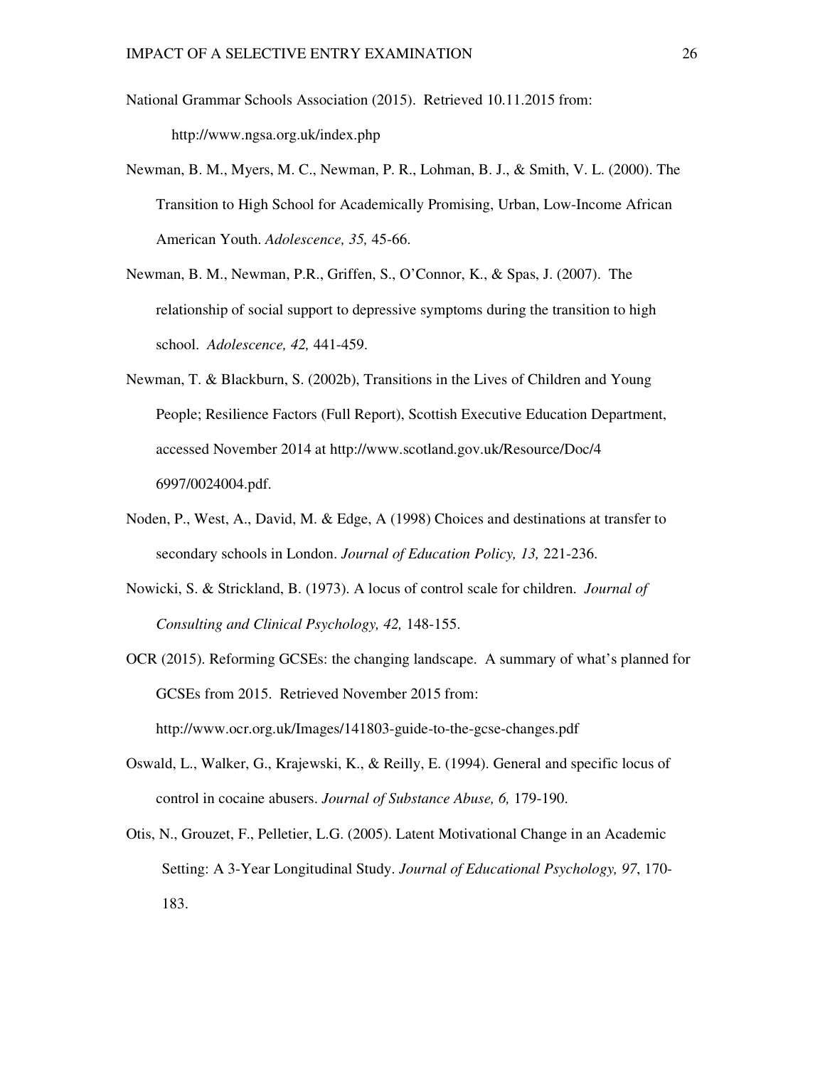National Grammar Schools Association (2015). Retrieved 10.11.2015 from: http://www.ngsa.org.uk/index.php

Newman, B. M., Myers, M. C., Newman, P. R., Lohman, B. J., & Smith, V. L. (2000). The Transition to High School for Academically Promising, Urban, Low-Income African American Youth. *Adolescence, 35,* 45-66.

Newman, B. M., Newman, P.R., Griffen, S., O'Connor, K., & Spas, J. (2007). The relationship of social support to depressive symptoms during the transition to high school. *Adolescence, 42,* 441-459.

Newman, T. & Blackburn, S. (2002b), Transitions in the Lives of Children and Young People; Resilience Factors (Full Report), Scottish Executive Education Department, accessed November 2014 at http://www.scotland.gov.uk/Resource/Doc/4 6997/0024004.pdf.

Noden, P., West, A., David, M. & Edge, A (1998) Choices and destinations at transfer to secondary schools in London. *Journal of Education Policy, 13,* 221-236.

Nowicki, S. & Strickland, B. (1973). A locus of control scale for children. *Journal of Consulting and Clinical Psychology, 42,* 148-155.

OCR (2015). Reforming GCSEs: the changing landscape. A summary of what's planned for GCSEs from 2015. Retrieved November 2015 from: http://www.ocr.org.uk/Images/141803-guide-to-the-gcse-changes.pdf

Oswald, L., Walker, G., Krajewski, K., & Reilly, E. (1994). General and specific locus of control in cocaine abusers. *Journal of Substance Abuse, 6,* 179-190.

Otis, N., Grouzet, F., Pelletier, L.G. (2005). Latent Motivational Change in an Academic Setting: A 3-Year Longitudinal Study. *Journal of Educational Psychology, 97*, 170-183.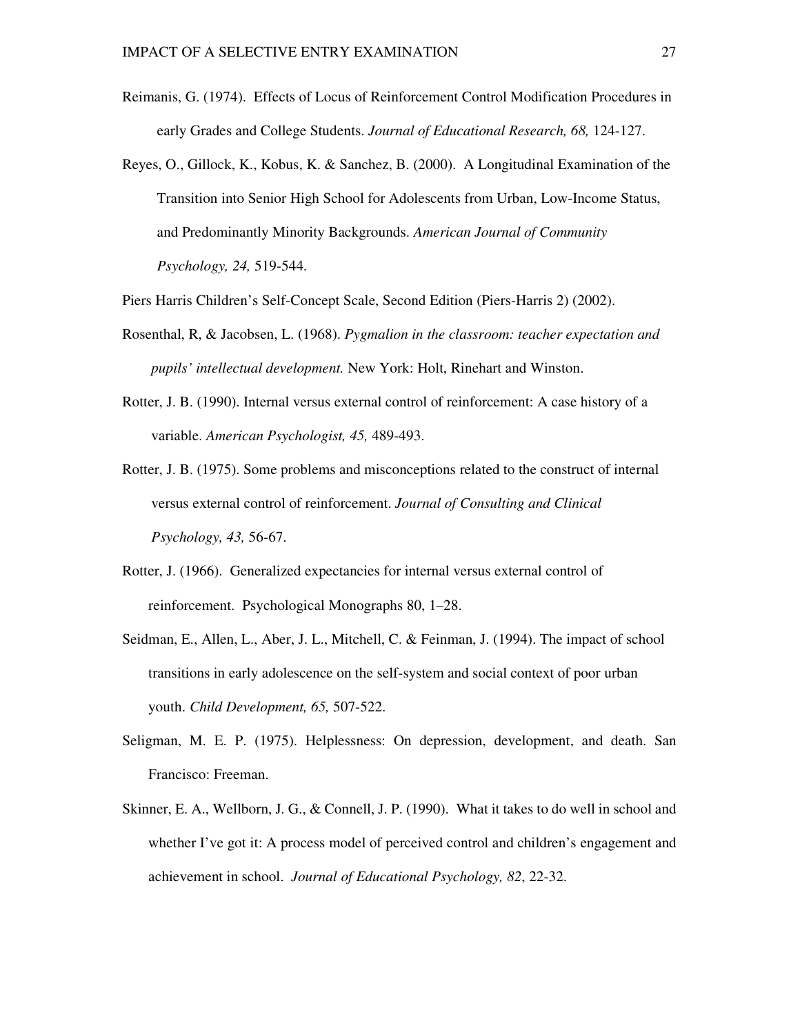Reimanis, G. (1974). Effects of Locus of Reinforcement Control Modification Procedures in early Grades and College Students. *Journal of Educational Research, 68,* 124-127.

Reyes, O., Gillock, K., Kobus, K. & Sanchez, B. (2000). A Longitudinal Examination of the Transition into Senior High School for Adolescents from Urban, Low-Income Status, and Predominantly Minority Backgrounds. *American Journal of Community Psychology, 24,* 519-544.

Piers Harris Children's Self-Concept Scale, Second Edition (Piers-Harris 2) (2002).

Rosenthal, R, & Jacobsen, L. (1968). *Pygmalion in the classroom: teacher expectation and pupils' intellectual development.* New York: Holt, Rinehart and Winston.

Rotter, J. B. (1990). Internal versus external control of reinforcement: A case history of a variable. *American Psychologist, 45,* 489-493.

Rotter, J. B. (1975). Some problems and misconceptions related to the construct of internal versus external control of reinforcement. *Journal of Consulting and Clinical Psychology, 43,* 56-67.

Rotter, J. (1966). Generalized expectancies for internal versus external control of reinforcement. Psychological Monographs 80, 1–28.

Seidman, E., Allen, L., Aber, J. L., Mitchell, C. & Feinman, J. (1994). The impact of school transitions in early adolescence on the self-system and social context of poor urban youth. *Child Development, 65,* 507-522.

Seligman, M. E. P. (1975). Helplessness: On depression, development, and death. San Francisco: Freeman.

Skinner, E. A., Wellborn, J. G., & Connell, J. P. (1990). What it takes to do well in school and whether I've got it: A process model of perceived control and children's engagement and achievement in school. *Journal of Educational Psychology, 82*, 22-32.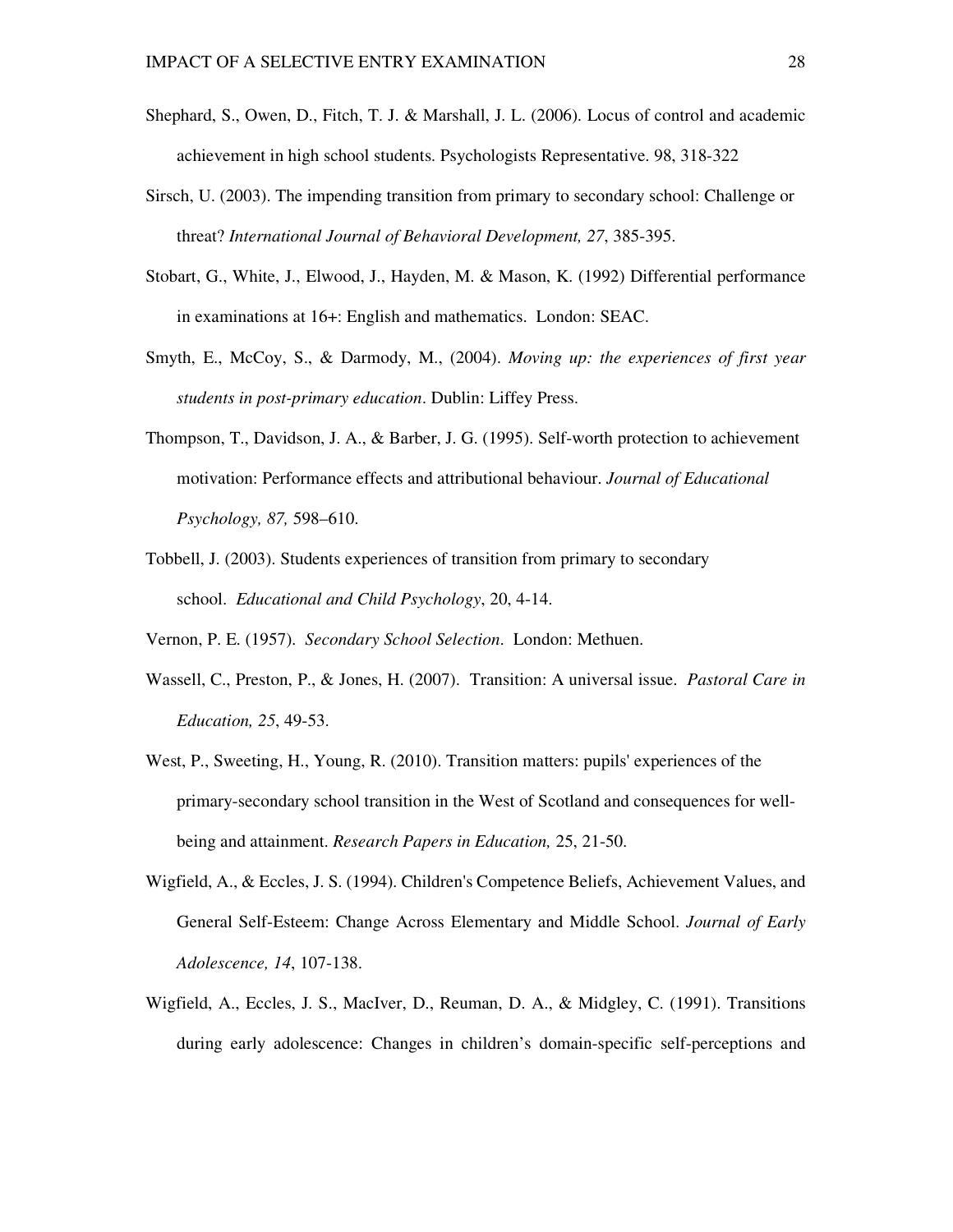Shephard, S., Owen, D., Fitch, T. J. & Marshall, J. L. (2006). Locus of control and academic achievement in high school students. Psychologists Representative. 98, 318-322

Sirsch, U. (2003). The impending transition from primary to secondary school: Challenge or threat? *International Journal of Behavioral Development, 27*, 385-395.

Stobart, G., White, J., Elwood, J., Hayden, M. & Mason, K. (1992) Differential performance in examinations at 16+: English and mathematics. London: SEAC.

Smyth, E., McCoy, S., & Darmody, M., (2004). *Moving up: the experiences of first year students in post-primary education*. Dublin: Liffey Press.

Thompson, T., Davidson, J. A., & Barber, J. G. (1995). Self-worth protection to achievement motivation: Performance effects and attributional behaviour. *Journal of Educational Psychology, 87,* 598–610.

Tobbell, J. (2003). Students experiences of transition from primary to secondary school. *Educational and Child Psychology*, 20, 4-14.

Vernon, P. E. (1957). *Secondary School Selection*. London: Methuen.

Wassell, C., Preston, P., & Jones, H. (2007). Transition: A universal issue. *Pastoral Care in Education, 25*, 49-53.

West, P., Sweeting, H., Young, R. (2010). Transition matters: pupils' experiences of the primary-secondary school transition in the West of Scotland and consequences for well-being and attainment. *Research Papers in Education,* 25, 21-50.

Wigfield, A., & Eccles, J. S. (1994). Children's Competence Beliefs, Achievement Values, and General Self-Esteem: Change Across Elementary and Middle School. *Journal of Early Adolescence, 14*, 107-138.

Wigfield, A., Eccles, J. S., MacIver, D., Reuman, D. A., & Midgley, C. (1991). Transitions during early adolescence: Changes in children's domain-specific self-perceptions and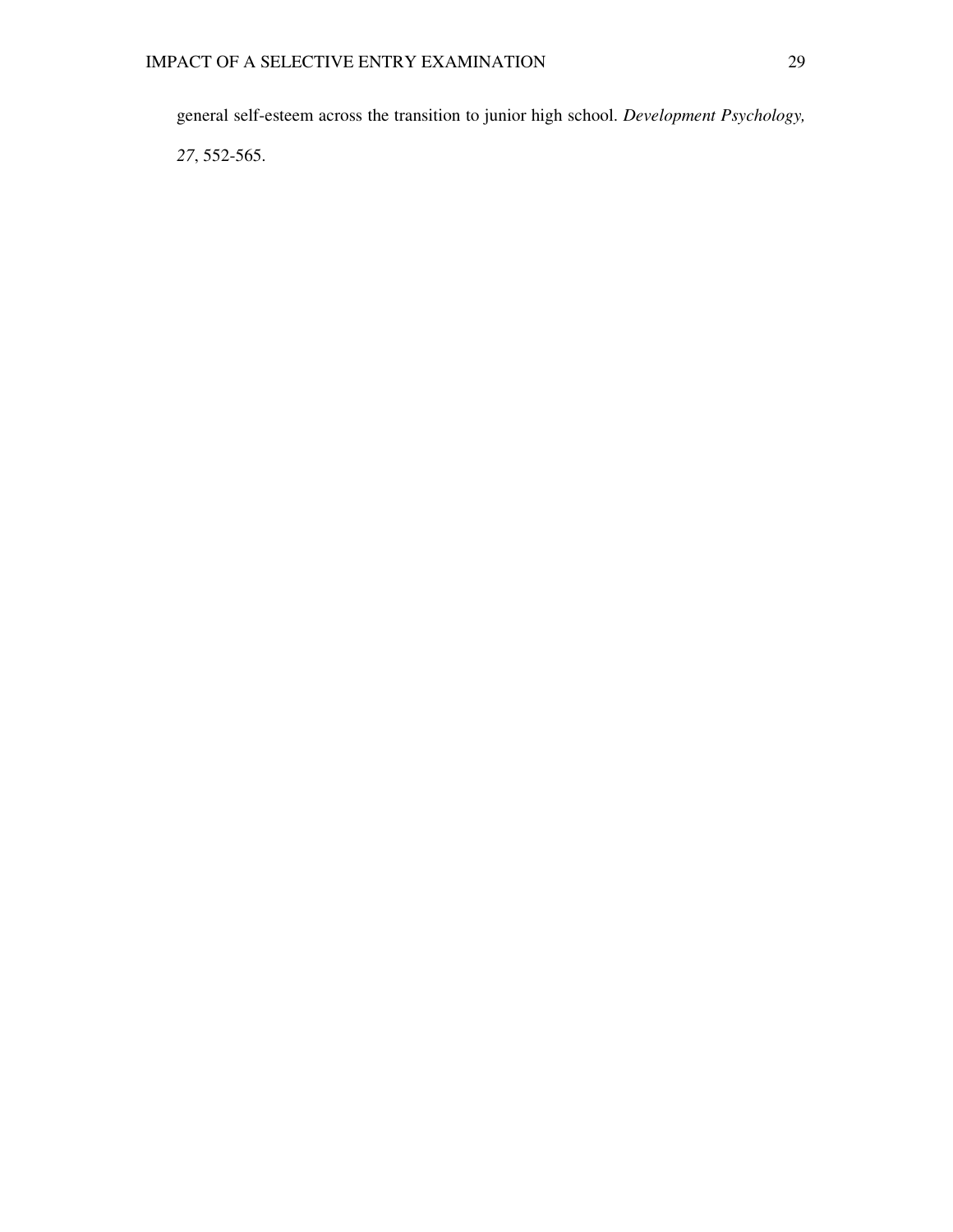general self-esteem across the transition to junior high school. *Development Psychology, 27*, 552-565.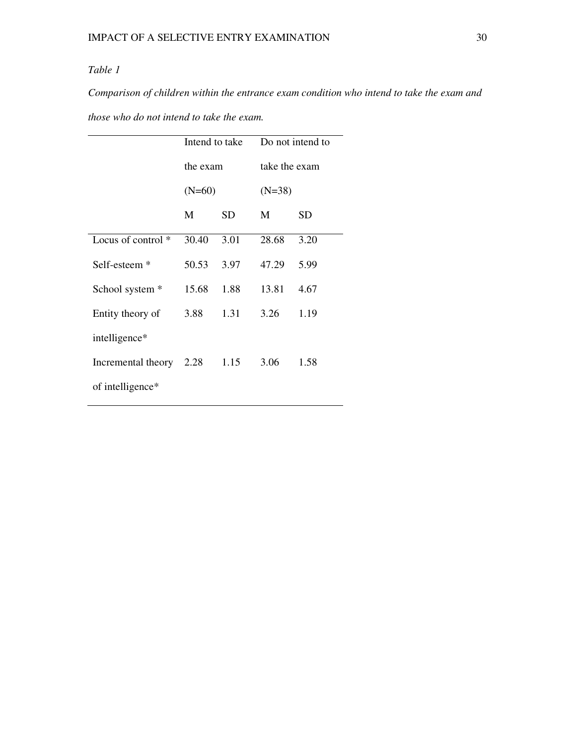*Table 1*

*Comparison of children within the entrance exam condition who intend to take the exam and those who do not intend to take the exam.*

| | Intend to take the exam (N=60) | | Do not intend to take the exam (N=38) | |
|---|---|---|---|---|
| | M | SD | M | SD |
| Locus of control * | 30.40 | 3.01 | 28.68 | 3.20 |
| Self-esteem * | 50.53 | 3.97 | 47.29 | 5.99 |
| School system * | 15.68 | 1.88 | 13.81 | 4.67 |
| Entity theory of intelligence* | 3.88 | 1.31 | 3.26 | 1.19 |
| Incremental theory of intelligence* | 2.28 | 1.15 | 3.06 | 1.58 |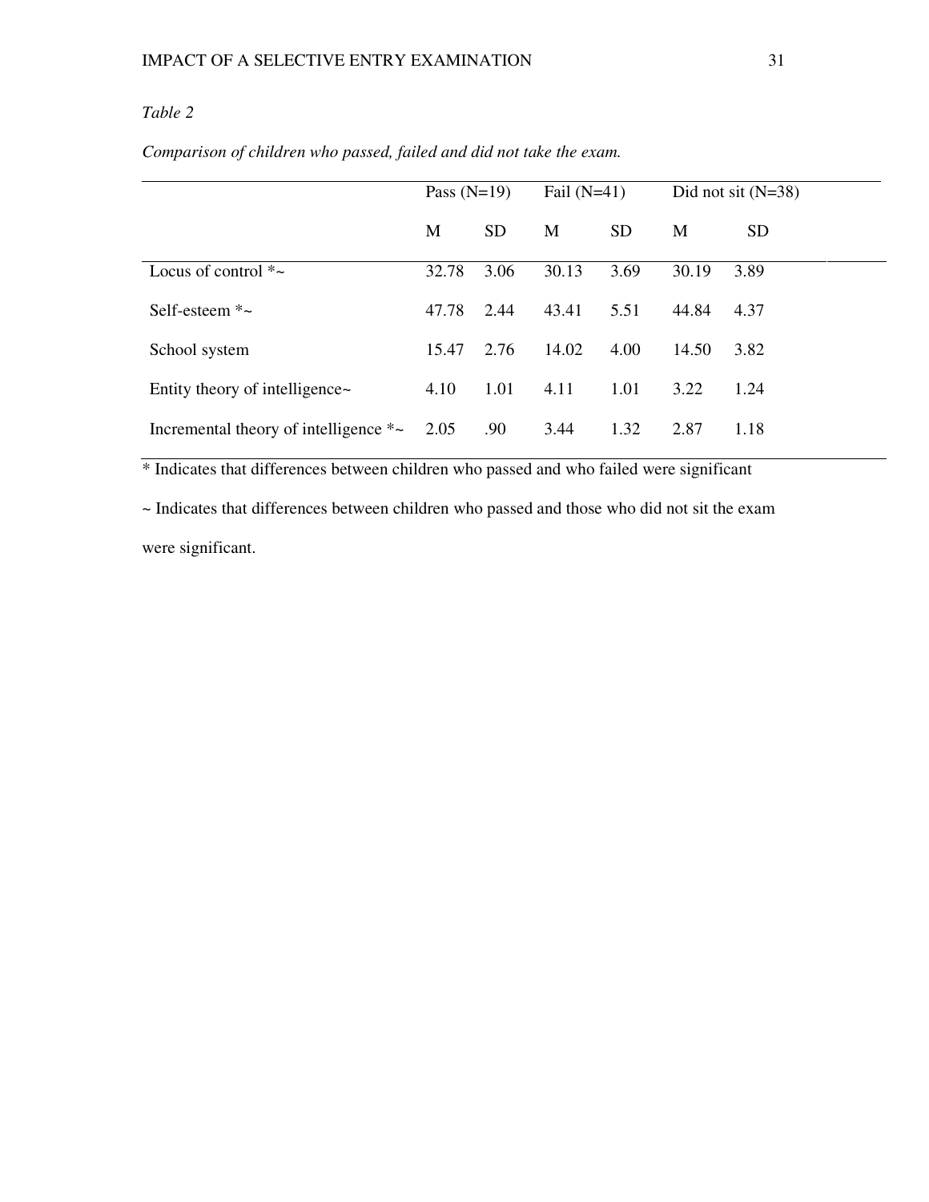*Table 2*

*Comparison of children who passed, failed and did not take the exam.*

| | Pass (N=19) | | Fail (N=41) | | Did not sit (N=38) | |
|---|---|---|---|---|---|---|
| | M | SD | M | SD | M | SD |
| Locus of control *~ | 32.78 | 3.06 | 30.13 | 3.69 | 30.19 | 3.89 |
| Self-esteem *~ | 47.78 | 2.44 | 43.41 | 5.51 | 44.84 | 4.37 |
| School system | 15.47 | 2.76 | 14.02 | 4.00 | 14.50 | 3.82 |
| Entity theory of intelligence~ | 4.10 | 1.01 | 4.11 | 1.01 | 3.22 | 1.24 |
| Incremental theory of intelligence *~ | 2.05 | .90 | 3.44 | 1.32 | 2.87 | 1.18 |

* Indicates that differences between children who passed and who failed were significant

~ Indicates that differences between children who passed and those who did not sit the exam were significant.